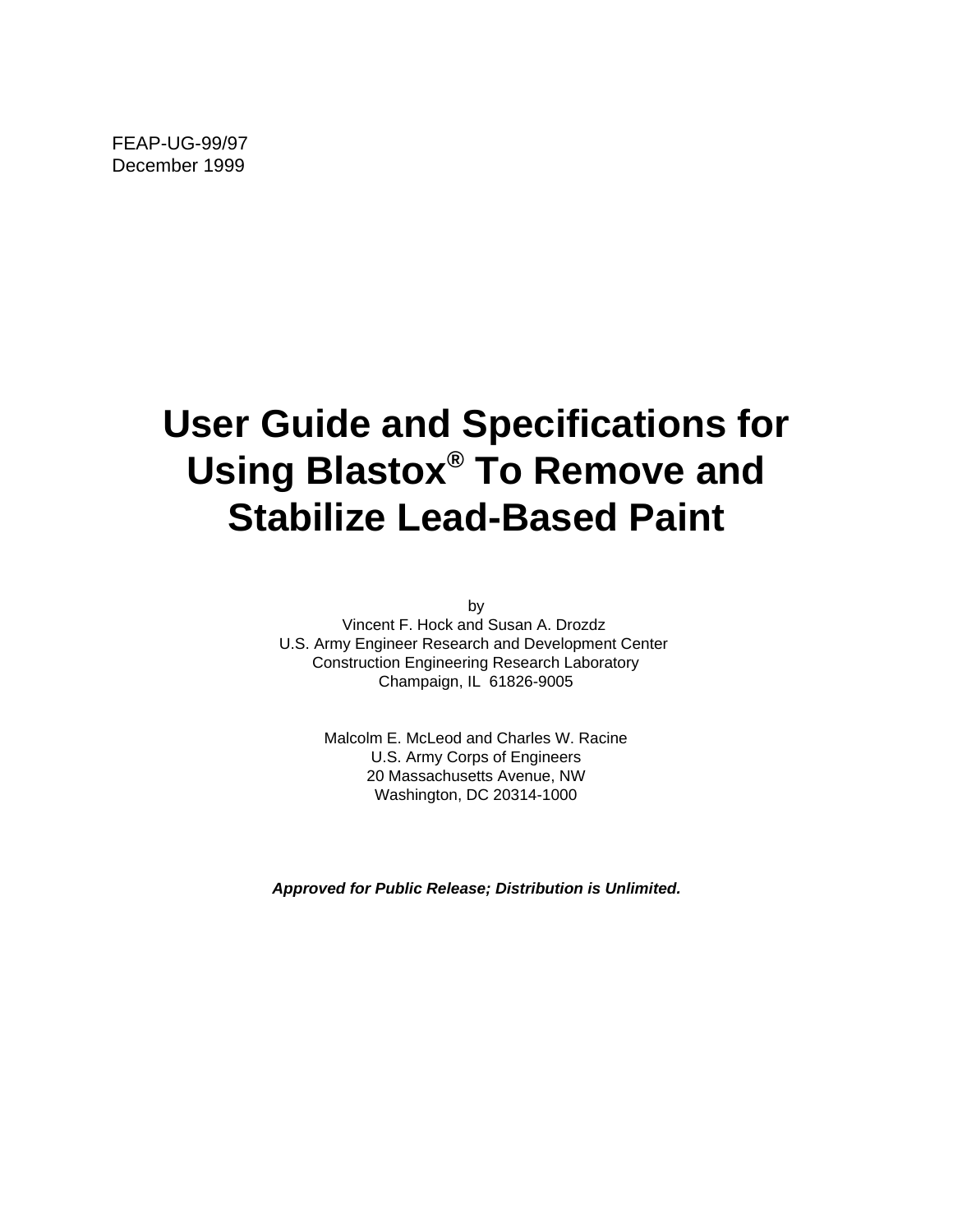FEAP-UG-99/97
December 1999

# User Guide and Specifications for Using Blastox® To Remove and Stabilize Lead-Based Paint

by
Vincent F. Hock and Susan A. Drozdz
U.S. Army Engineer Research and Development Center
Construction Engineering Research Laboratory
Champaign, IL 61826-9005

Malcolm E. McLeod and Charles W. Racine
U.S. Army Corps of Engineers
20 Massachusetts Avenue, NW
Washington, DC 20314-1000

***Approved for Public Release; Distribution is Unlimited.***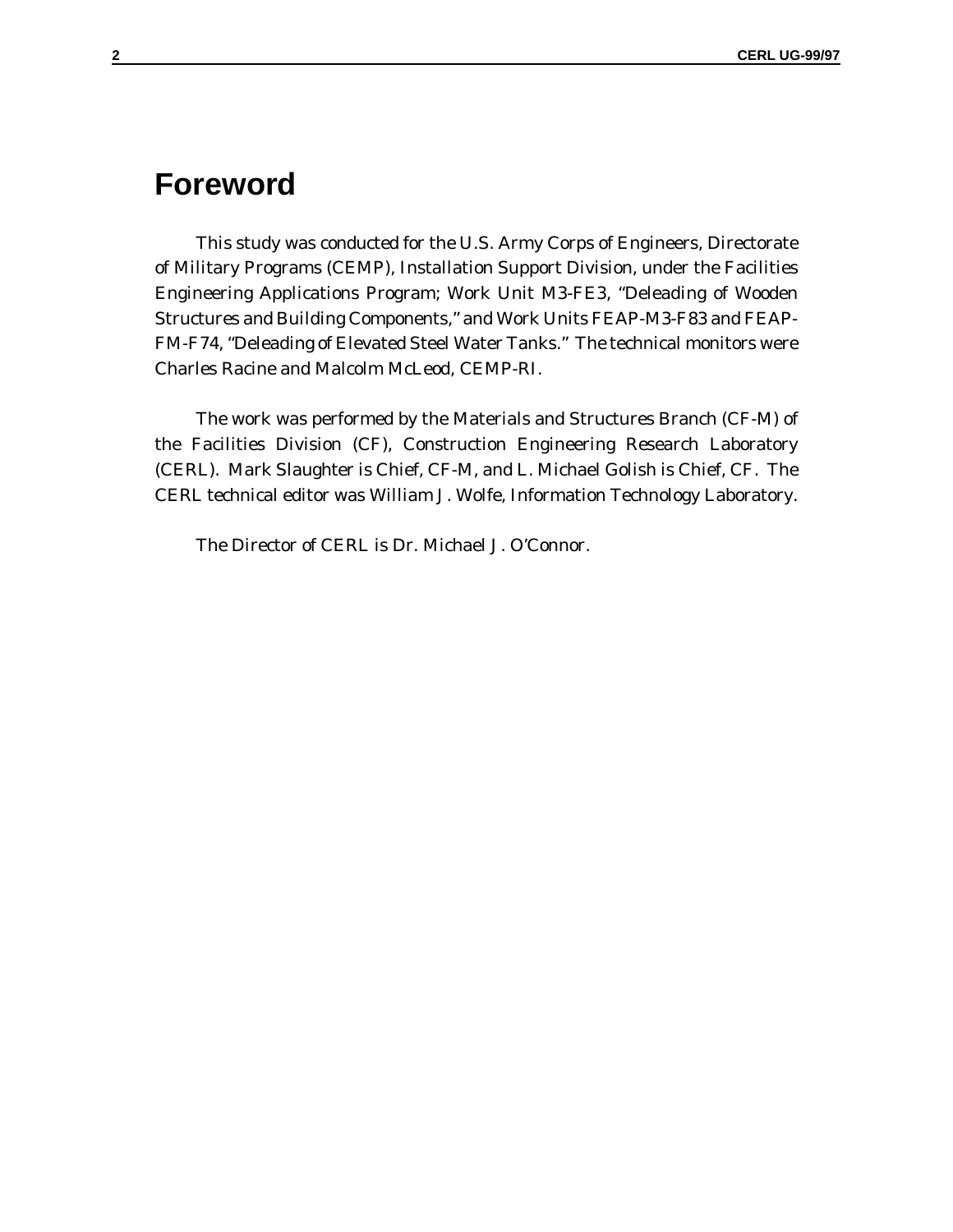# Foreword

This study was conducted for the U.S. Army Corps of Engineers, Directorate of Military Programs (CEMP), Installation Support Division, under the Facilities Engineering Applications Program; Work Unit M3-FE3, "Deleading of Wooden Structures and Building Components," and Work Units FEAP-M3-F83 and FEAP-FM-F74, "Deleading of Elevated Steel Water Tanks." The technical monitors were Charles Racine and Malcolm McLeod, CEMP-RI.

The work was performed by the Materials and Structures Branch (CF-M) of the Facilities Division (CF), Construction Engineering Research Laboratory (CERL). Mark Slaughter is Chief, CF-M, and L. Michael Golish is Chief, CF. The CERL technical editor was William J. Wolfe, Information Technology Laboratory.

The Director of CERL is Dr. Michael J. O'Connor.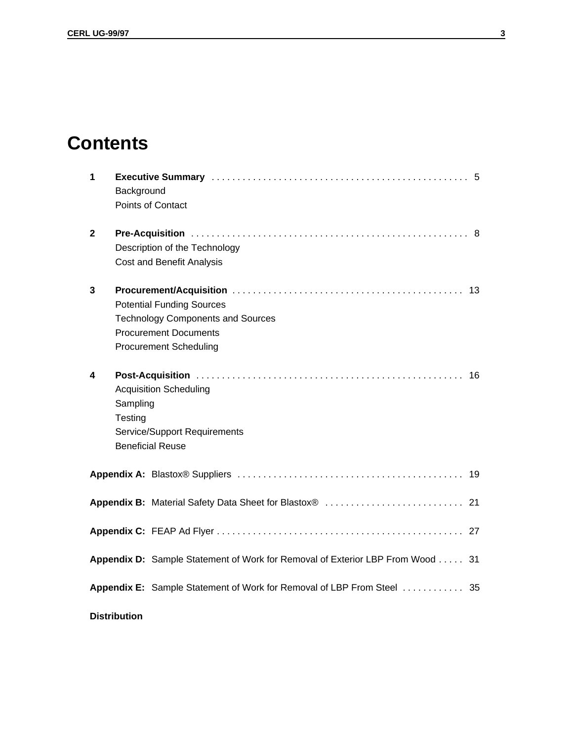# Contents

**1 Executive Summary** . . . . . . . . . . . . . . . . . . . . . . . . . . . . . . . . . . . . . . . . . . . . . . . . . 5

- Background
- Points of Contact

**2 Pre-Acquisition** . . . . . . . . . . . . . . . . . . . . . . . . . . . . . . . . . . . . . . . . . . . . . . . . . . . . 8

- Description of the Technology
- Cost and Benefit Analysis

**3 Procurement/Acquisition** . . . . . . . . . . . . . . . . . . . . . . . . . . . . . . . . . . . . . . . . . . . . 13

- Potential Funding Sources
- Technology Components and Sources
- Procurement Documents
- Procurement Scheduling

**4 Post-Acquisition** . . . . . . . . . . . . . . . . . . . . . . . . . . . . . . . . . . . . . . . . . . . . . . . . . . 16

- Acquisition Scheduling
- Sampling
- Testing
- Service/Support Requirements
- Beneficial Reuse

**Appendix A:** Blastox® Suppliers . . . . . . . . . . . . . . . . . . . . . . . . . . . . . . . . . . . . . . . . . . 19

**Appendix B:** Material Safety Data Sheet for Blastox® . . . . . . . . . . . . . . . . . . . . . . . . . . . 21

**Appendix C:** FEAP Ad Flyer . . . . . . . . . . . . . . . . . . . . . . . . . . . . . . . . . . . . . . . . . . . . . . 27

**Appendix D:** Sample Statement of Work for Removal of Exterior LBP From Wood . . . . . 31

**Appendix E:** Sample Statement of Work for Removal of LBP From Steel . . . . . . . . . . . . 35

**Distribution**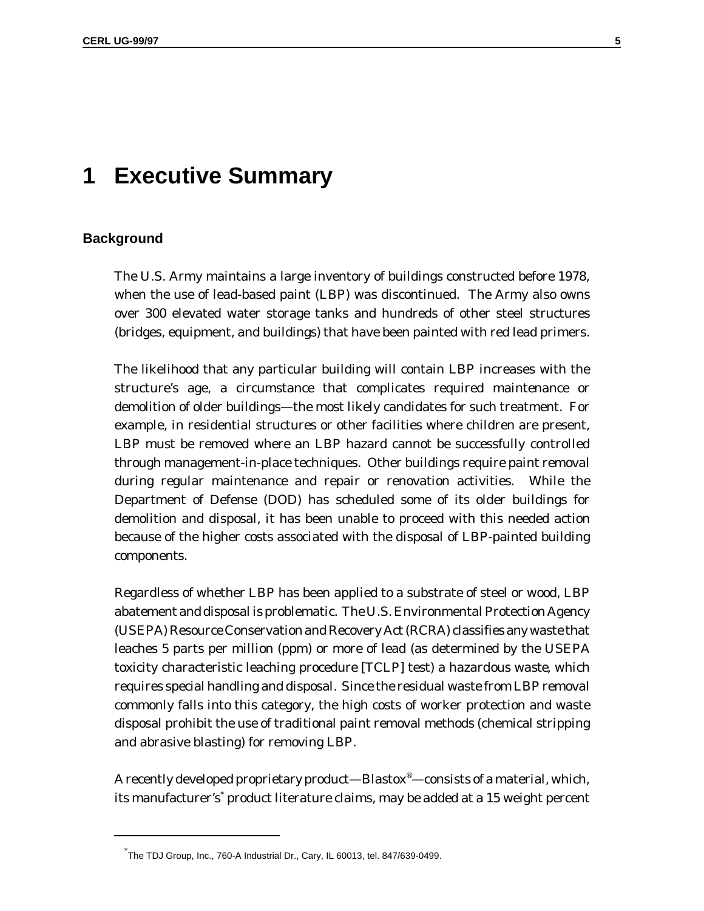# 1 Executive Summary

## Background

The U.S. Army maintains a large inventory of buildings constructed before 1978, when the use of lead-based paint (LBP) was discontinued. The Army also owns over 300 elevated water storage tanks and hundreds of other steel structures (bridges, equipment, and buildings) that have been painted with red lead primers.

The likelihood that any particular building will contain LBP increases with the structure's age, a circumstance that complicates required maintenance or demolition of older buildings—the most likely candidates for such treatment. For example, in residential structures or other facilities where children are present, LBP must be removed where an LBP hazard cannot be successfully controlled through management-in-place techniques. Other buildings require paint removal during regular maintenance and repair or renovation activities. While the Department of Defense (DOD) has scheduled some of its older buildings for demolition and disposal, it has been unable to proceed with this needed action because of the higher costs associated with the disposal of LBP-painted building components.

Regardless of whether LBP has been applied to a substrate of steel or wood, LBP abatement and disposal is problematic. The U.S. Environmental Protection Agency (USEPA) Resource Conservation and Recovery Act (RCRA) classifies any waste that leaches 5 parts per million (ppm) or more of lead (as determined by the USEPA toxicity characteristic leaching procedure [TCLP] test) a hazardous waste, which requires special handling and disposal. Since the residual waste from LBP removal commonly falls into this category, the high costs of worker protection and waste disposal prohibit the use of traditional paint removal methods (chemical stripping and abrasive blasting) for removing LBP.

A recently developed proprietary product—Blastox®—consists of a material, which, its manufacturer's* product literature claims, may be added at a 15 weight percent

* The TDJ Group, Inc., 760-A Industrial Dr., Cary, IL 60013, tel. 847/639-0499.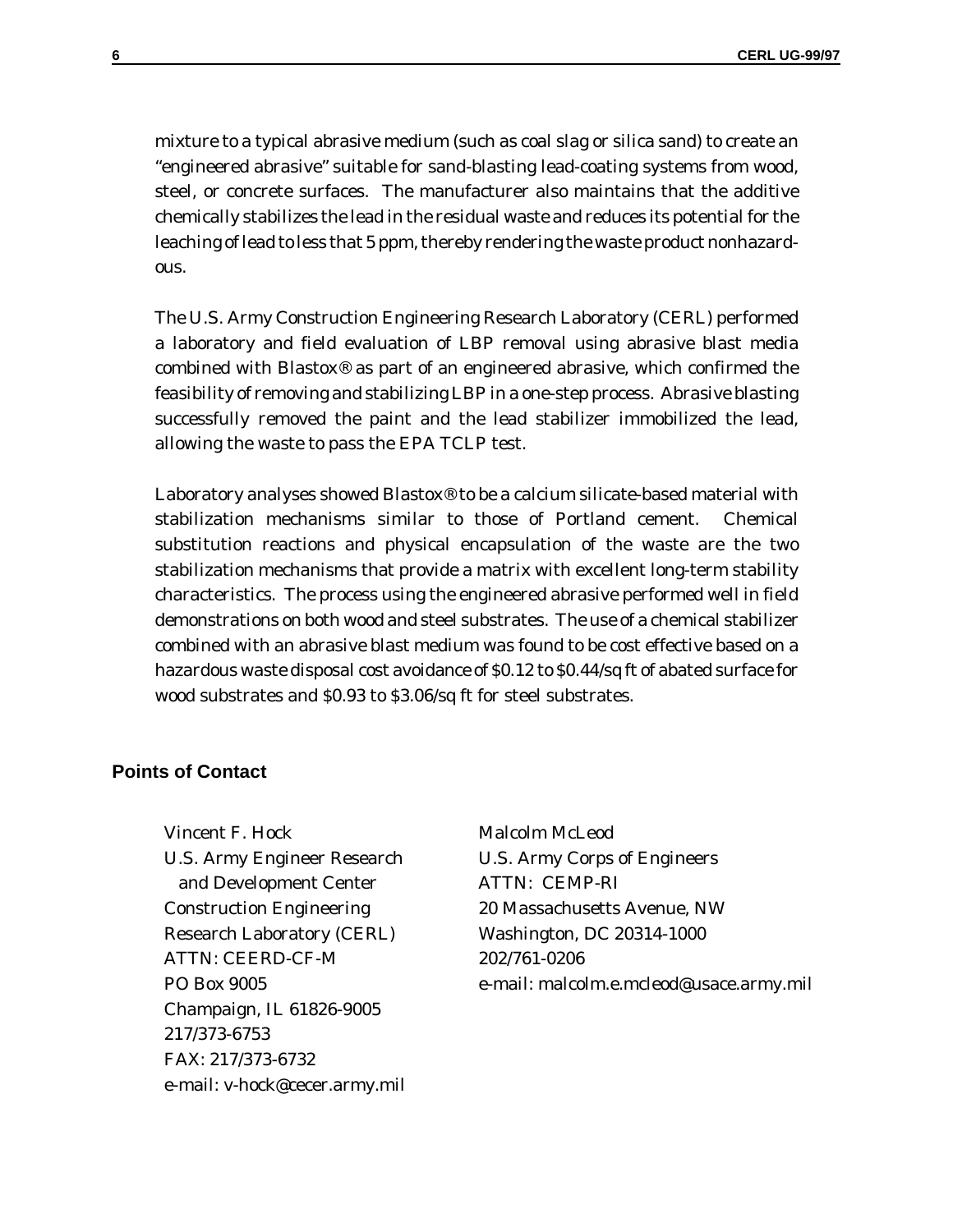mixture to a typical abrasive medium (such as coal slag or silica sand) to create an "engineered abrasive" suitable for sand-blasting lead-coating systems from wood, steel, or concrete surfaces. The manufacturer also maintains that the additive chemically stabilizes the lead in the residual waste and reduces its potential for the leaching of lead to less that 5 ppm, thereby rendering the waste product nonhazardous.

The U.S. Army Construction Engineering Research Laboratory (CERL) performed a laboratory and field evaluation of LBP removal using abrasive blast media combined with Blastox® as part of an engineered abrasive, which confirmed the feasibility of removing and stabilizing LBP in a one-step process. Abrasive blasting successfully removed the paint and the lead stabilizer immobilized the lead, allowing the waste to pass the EPA TCLP test.

Laboratory analyses showed Blastox® to be a calcium silicate-based material with stabilization mechanisms similar to those of Portland cement. Chemical substitution reactions and physical encapsulation of the waste are the two stabilization mechanisms that provide a matrix with excellent long-term stability characteristics. The process using the engineered abrasive performed well in field demonstrations on both wood and steel substrates. The use of a chemical stabilizer combined with an abrasive blast medium was found to be cost effective based on a hazardous waste disposal cost avoidance of $0.12 to $0.44/sq ft of abated surface for wood substrates and $0.93 to $3.06/sq ft for steel substrates.

## Points of Contact

Vincent F. Hock
U.S. Army Engineer Research and Development Center
Construction Engineering Research Laboratory (CERL)
ATTN: CEERD-CF-M
PO Box 9005
Champaign, IL 61826-9005
217/373-6753
FAX: 217/373-6732
e-mail: v-hock@cecer.army.mil

Malcolm McLeod
U.S. Army Corps of Engineers
ATTN: CEMP-RI
20 Massachusetts Avenue, NW
Washington, DC 20314-1000
202/761-0206
e-mail: malcolm.e.mcleod@usace.army.mil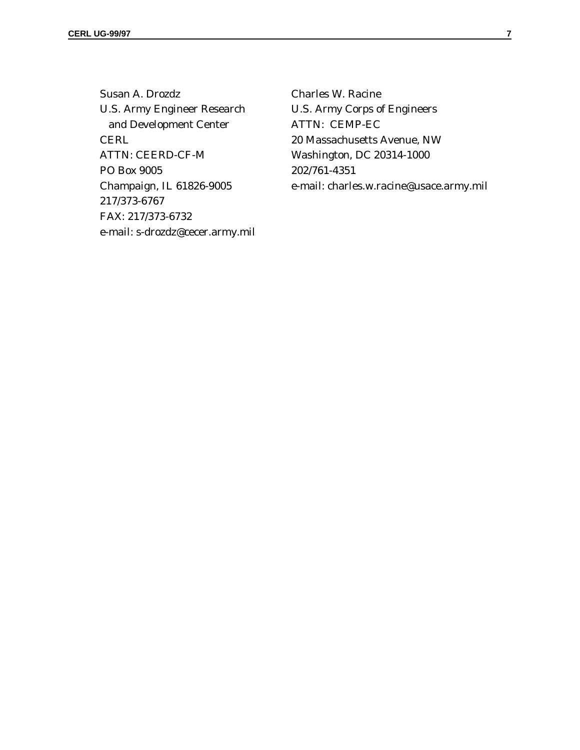Susan A. Drozdz
U.S. Army Engineer Research
and Development Center
CERL
ATTN: CEERD-CF-M
PO Box 9005
Champaign, IL 61826-9005
217/373-6767
FAX: 217/373-6732
e-mail: s-drozdz@cecer.army.mil

Charles W. Racine
U.S. Army Corps of Engineers
ATTN: CEMP-EC
20 Massachusetts Avenue, NW
Washington, DC 20314-1000
202/761-4351
e-mail: charles.w.racine@usace.army.mil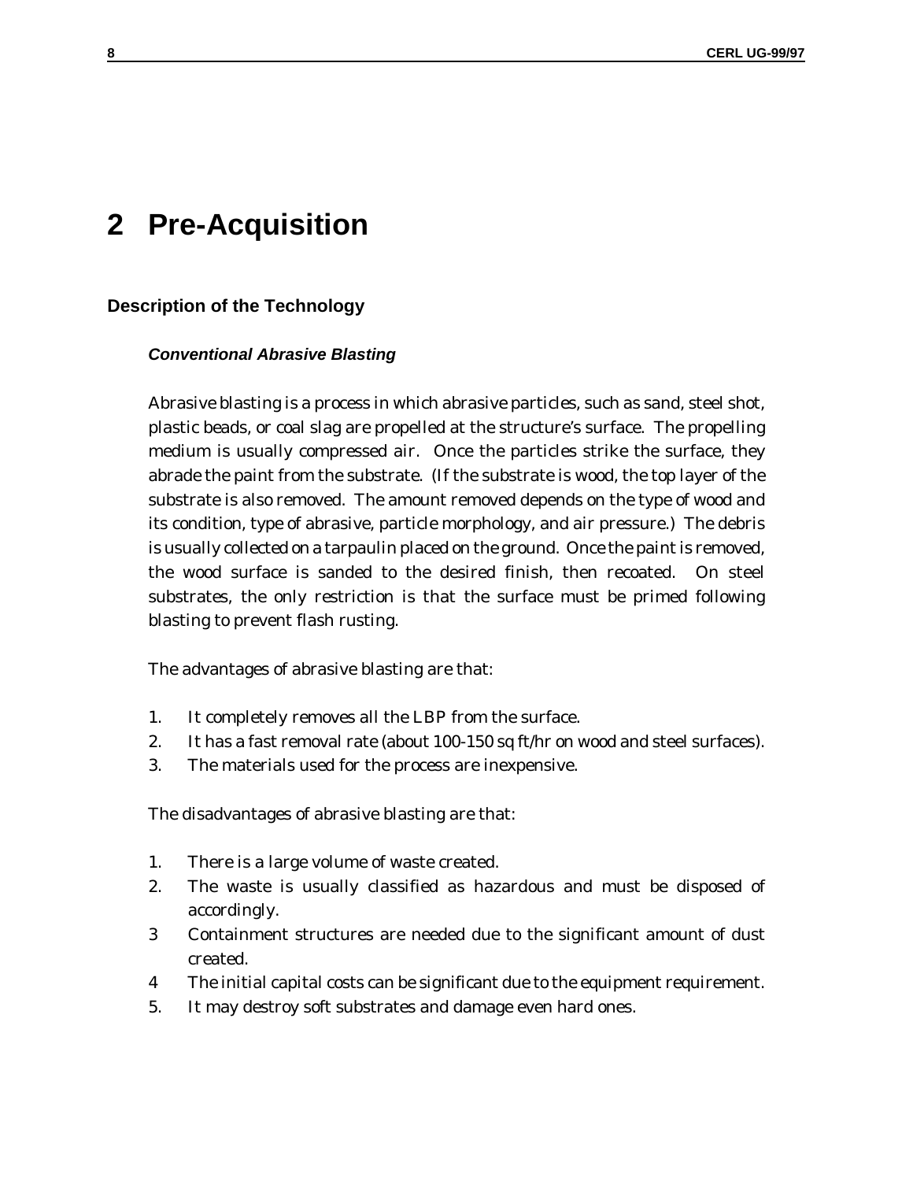# 2 Pre-Acquisition

## Description of the Technology

### *Conventional Abrasive Blasting*

Abrasive blasting is a process in which abrasive particles, such as sand, steel shot, plastic beads, or coal slag are propelled at the structure's surface. The propelling medium is usually compressed air. Once the particles strike the surface, they abrade the paint from the substrate. (If the substrate is wood, the top layer of the substrate is also removed. The amount removed depends on the type of wood and its condition, type of abrasive, particle morphology, and air pressure.) The debris is usually collected on a tarpaulin placed on the ground. Once the paint is removed, the wood surface is sanded to the desired finish, then recoated. On steel substrates, the only restriction is that the surface must be primed following blasting to prevent flash rusting.

The advantages of abrasive blasting are that:

1. It completely removes all the LBP from the surface.
2. It has a fast removal rate (about 100-150 sq ft/hr on wood and steel surfaces).
3. The materials used for the process are inexpensive.

The disadvantages of abrasive blasting are that:

1. There is a large volume of waste created.
2. The waste is usually classified as hazardous and must be disposed of accordingly.
3. Containment structures are needed due to the significant amount of dust created.
4. The initial capital costs can be significant due to the equipment requirement.
5. It may destroy soft substrates and damage even hard ones.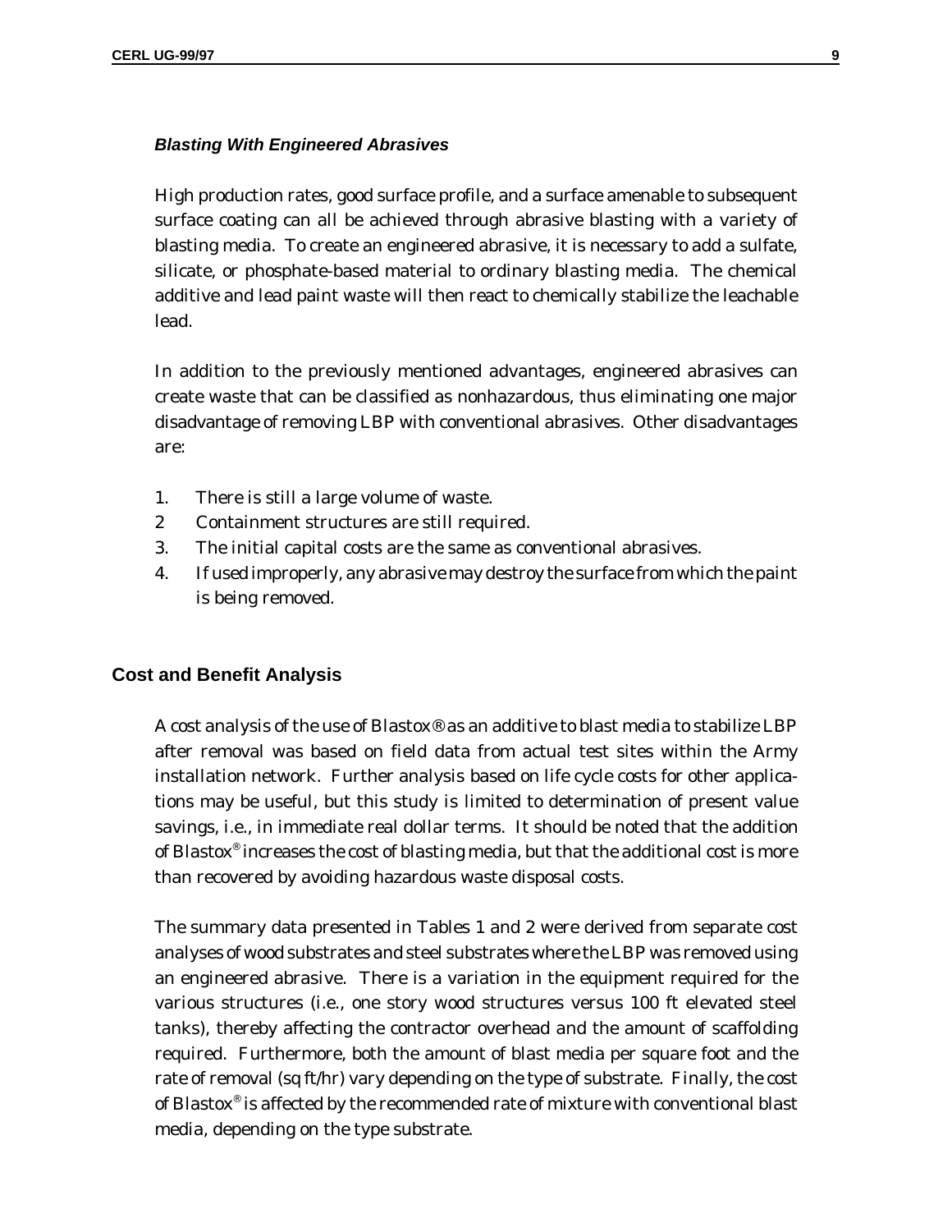### *Blasting With Engineered Abrasives*

High production rates, good surface profile, and a surface amenable to subsequent surface coating can all be achieved through abrasive blasting with a variety of blasting media. To create an engineered abrasive, it is necessary to add a sulfate, silicate, or phosphate-based material to ordinary blasting media. The chemical additive and lead paint waste will then react to chemically stabilize the leachable lead.

In addition to the previously mentioned advantages, engineered abrasives can create waste that can be classified as nonhazardous, thus eliminating one major disadvantage of removing LBP with conventional abrasives. Other disadvantages are:

1. There is still a large volume of waste.
2 Containment structures are still required.
3. The initial capital costs are the same as conventional abrasives.
4. If used improperly, any abrasive may destroy the surface from which the paint is being removed.

## Cost and Benefit Analysis

A cost analysis of the use of Blastox® as an additive to blast media to stabilize LBP after removal was based on field data from actual test sites within the Army installation network. Further analysis based on life cycle costs for other applications may be useful, but this study is limited to determination of present value savings, i.e., in immediate real dollar terms. It should be noted that the addition of Blastox® increases the cost of blasting media, but that the additional cost is more than recovered by avoiding hazardous waste disposal costs.

The summary data presented in Tables 1 and 2 were derived from separate cost analyses of wood substrates and steel substrates where the LBP was removed using an engineered abrasive. There is a variation in the equipment required for the various structures (i.e., one story wood structures versus 100 ft elevated steel tanks), thereby affecting the contractor overhead and the amount of scaffolding required. Furthermore, both the amount of blast media per square foot and the rate of removal (sq ft/hr) vary depending on the type of substrate. Finally, the cost of Blastox® is affected by the recommended rate of mixture with conventional blast media, depending on the type substrate.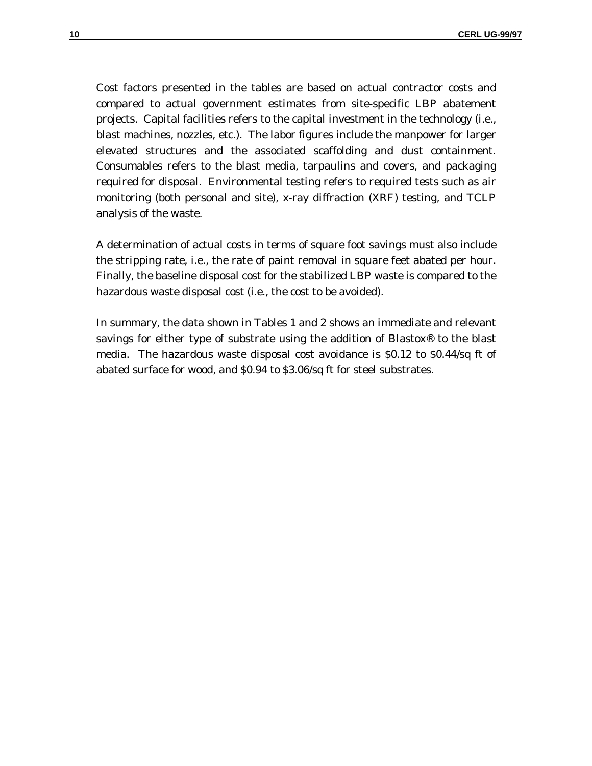Cost factors presented in the tables are based on actual contractor costs and compared to actual government estimates from site-specific LBP abatement projects. Capital facilities refers to the capital investment in the technology (i.e., blast machines, nozzles, etc.). The labor figures include the manpower for larger elevated structures and the associated scaffolding and dust containment. Consumables refers to the blast media, tarpaulins and covers, and packaging required for disposal. Environmental testing refers to required tests such as air monitoring (both personal and site), x-ray diffraction (XRF) testing, and TCLP analysis of the waste.

A determination of actual costs in terms of square foot savings must also include the stripping rate, i.e., the rate of paint removal in square feet abated per hour. Finally, the baseline disposal cost for the stabilized LBP waste is compared to the hazardous waste disposal cost (i.e., the cost to be avoided).

In summary, the data shown in Tables 1 and 2 shows an immediate and relevant savings for either type of substrate using the addition of Blastox® to the blast media. The hazardous waste disposal cost avoidance is $0.12 to $0.44/sq ft of abated surface for wood, and $0.94 to $3.06/sq ft for steel substrates.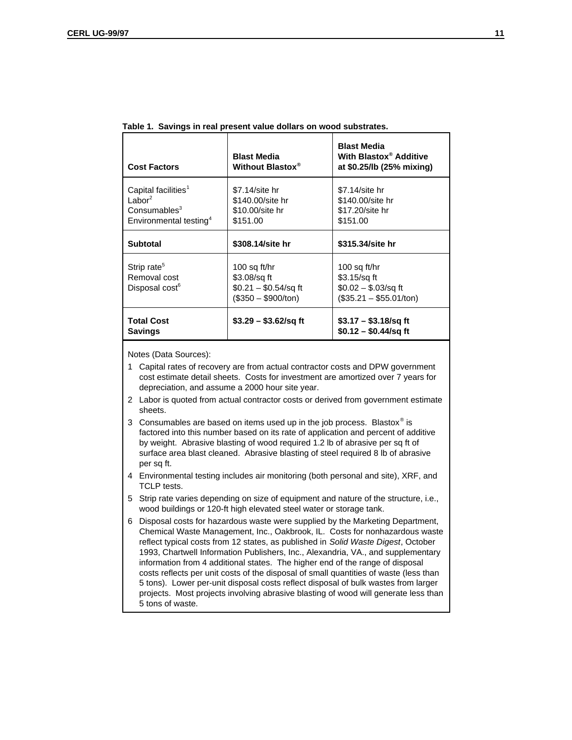**Table 1. Savings in real present value dollars on wood substrates.**

| Cost Factors | Blast Media Without Blastox® | Blast Media With Blastox® Additive at $0.25/lb (25% mixing) |
|---|---|---|
| Capital facilities[1] | $7.14/site hr | $7.14/site hr |
| Labor[2] | $140.00/site hr | $140.00/site hr |
| Consumables[3] | $10.00/site hr | $17.20/site hr |
| Environmental testing[4] | $151.00 | $151.00 |
| **Subtotal** | **$308.14/site hr** | **$315.34/site hr** |
| Strip rate[5] | 100 sq ft/hr | 100 sq ft/hr |
| Removal cost | $3.08/sq ft | $3.15/sq ft |
| Disposal cost[6] | $0.21 – $0.54/sq ft ($350 – $900/ton) | $0.02 – $.03/sq ft ($35.21 – $55.01/ton) |
| **Total Cost** | **$3.29 – $3.62/sq ft** | **$3.17 – $3.18/sq ft** |
| **Savings** | | **$0.12 – $0.44/sq ft** |

Notes (Data Sources):

1. Capital rates of recovery are from actual contractor costs and DPW government cost estimate detail sheets. Costs for investment are amortized over 7 years for depreciation, and assume a 2000 hour site year.
2. Labor is quoted from actual contractor costs or derived from government estimate sheets.
3. Consumables are based on items used up in the job process. Blastox® is factored into this number based on its rate of application and percent of additive by weight. Abrasive blasting of wood required 1.2 lb of abrasive per sq ft of surface area blast cleaned. Abrasive blasting of steel required 8 lb of abrasive per sq ft.
4. Environmental testing includes air monitoring (both personal and site), XRF, and TCLP tests.
5. Strip rate varies depending on size of equipment and nature of the structure, i.e., wood buildings or 120-ft high elevated steel water or storage tank.
6. Disposal costs for hazardous waste were supplied by the Marketing Department, Chemical Waste Management, Inc., Oakbrook, IL. Costs for nonhazardous waste reflect typical costs from 12 states, as published in *Solid Waste Digest*, October 1993, Chartwell Information Publishers, Inc., Alexandria, VA., and supplementary information from 4 additional states. The higher end of the range of disposal costs reflects per unit costs of the disposal of small quantities of waste (less than 5 tons). Lower per-unit disposal costs reflect disposal of bulk wastes from larger projects. Most projects involving abrasive blasting of wood will generate less than 5 tons of waste.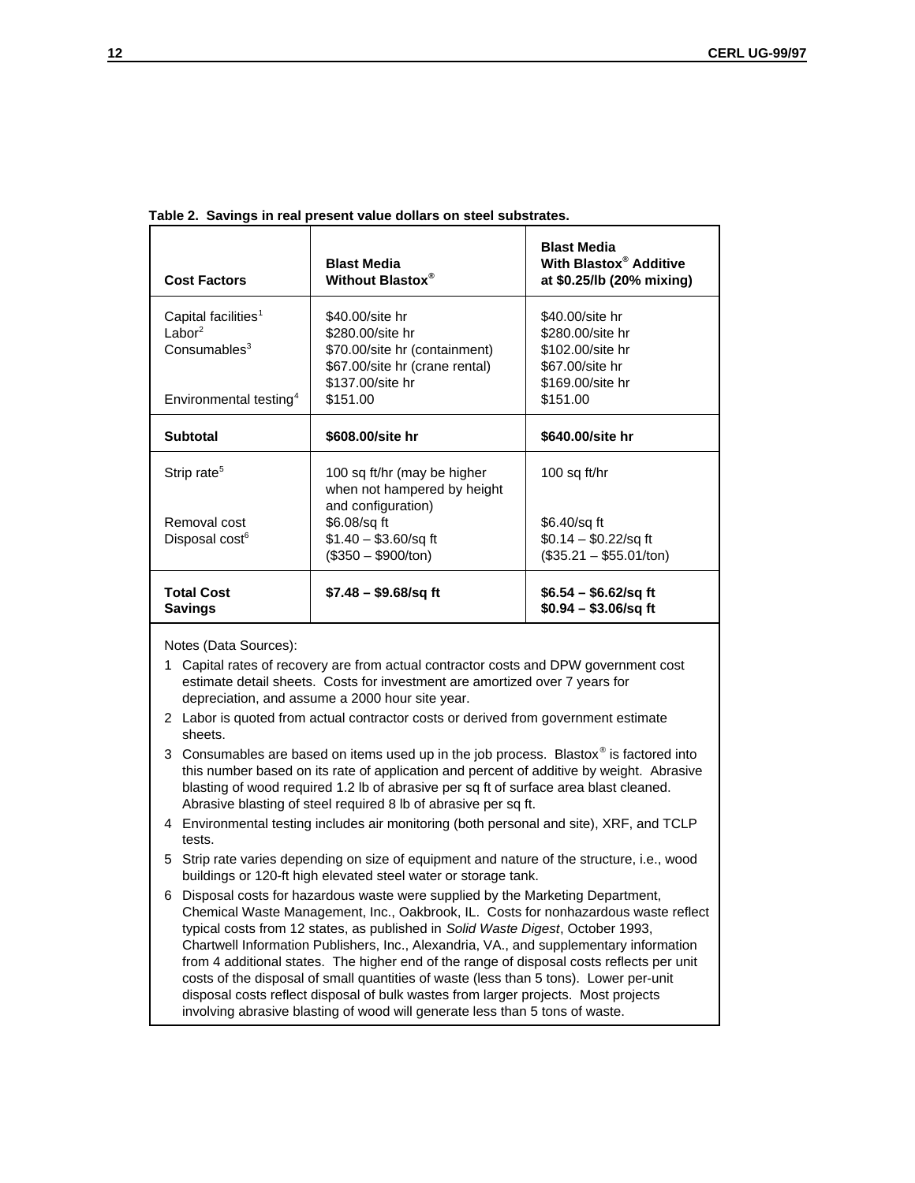**Table 2. Savings in real present value dollars on steel substrates.**

| Cost Factors | Blast Media Without Blastox® | Blast Media With Blastox® Additive at $0.25/lb (20% mixing) |
|---|---|---|
| Capital facilities[1] | $40.00/site hr | $40.00/site hr |
| Labor[2] | $280.00/site hr | $280.00/site hr |
| Consumables[3] | $70.00/site hr (containment) | $102.00/site hr |
| | $67.00/site hr (crane rental) | $67.00/site hr |
| | $137.00/site hr | $169.00/site hr |
| Environmental testing[4] | $151.00 | $151.00 |
| **Subtotal** | **$608.00/site hr** | **$640.00/site hr** |
| Strip rate[5] | 100 sq ft/hr (may be higher when not hampered by height and configuration) | 100 sq ft/hr |
| Removal cost | $6.08/sq ft | $6.40/sq ft |
| Disposal cost[6] | $1.40 – $3.60/sq ft ($350 – $900/ton) | $0.14 – $0.22/sq ft ($35.21 – $55.01/ton) |
| **Total Cost** | **$7.48 – $9.68/sq ft** | **$6.54 – $6.62/sq ft** |
| **Savings** | | **$0.94 – $3.06/sq ft** |

Notes (Data Sources):

1. Capital rates of recovery are from actual contractor costs and DPW government cost estimate detail sheets. Costs for investment are amortized over 7 years for depreciation, and assume a 2000 hour site year.
2. Labor is quoted from actual contractor costs or derived from government estimate sheets.
3. Consumables are based on items used up in the job process. Blastox® is factored into this number based on its rate of application and percent of additive by weight. Abrasive blasting of wood required 1.2 lb of abrasive per sq ft of surface area blast cleaned. Abrasive blasting of steel required 8 lb of abrasive per sq ft.
4. Environmental testing includes air monitoring (both personal and site), XRF, and TCLP tests.
5. Strip rate varies depending on size of equipment and nature of the structure, i.e., wood buildings or 120-ft high elevated steel water or storage tank.
6. Disposal costs for hazardous waste were supplied by the Marketing Department, Chemical Waste Management, Inc., Oakbrook, IL. Costs for nonhazardous waste reflect typical costs from 12 states, as published in *Solid Waste Digest*, October 1993, Chartwell Information Publishers, Inc., Alexandria, VA., and supplementary information from 4 additional states. The higher end of the range of disposal costs reflects per unit costs of the disposal of small quantities of waste (less than 5 tons). Lower per-unit disposal costs reflect disposal of bulk wastes from larger projects. Most projects involving abrasive blasting of wood will generate less than 5 tons of waste.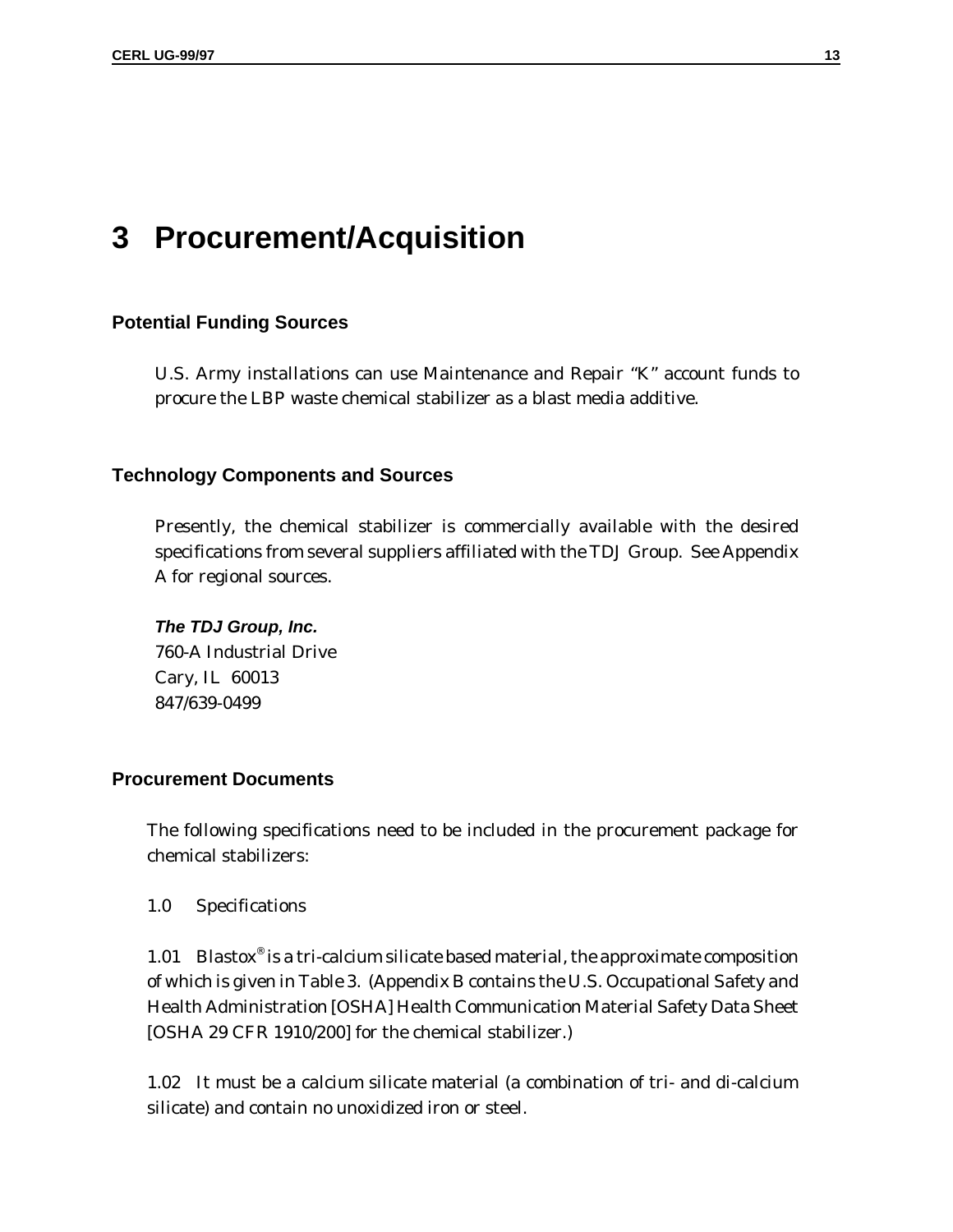# 3 Procurement/Acquisition

## Potential Funding Sources

U.S. Army installations can use Maintenance and Repair "K" account funds to procure the LBP waste chemical stabilizer as a blast media additive.

## Technology Components and Sources

Presently, the chemical stabilizer is commercially available with the desired specifications from several suppliers affiliated with the TDJ Group. See Appendix A for regional sources.

***The TDJ Group, Inc.***
760-A Industrial Drive
Cary, IL 60013
847/639-0499

## Procurement Documents

The following specifications need to be included in the procurement package for chemical stabilizers:

1.0 Specifications

1.01 Blastox® is a tri-calcium silicate based material, the approximate composition of which is given in Table 3. (Appendix B contains the U.S. Occupational Safety and Health Administration [OSHA] Health Communication Material Safety Data Sheet [OSHA 29 CFR 1910/200] for the chemical stabilizer.)

1.02 It must be a calcium silicate material (a combination of tri- and di-calcium silicate) and contain no unoxidized iron or steel.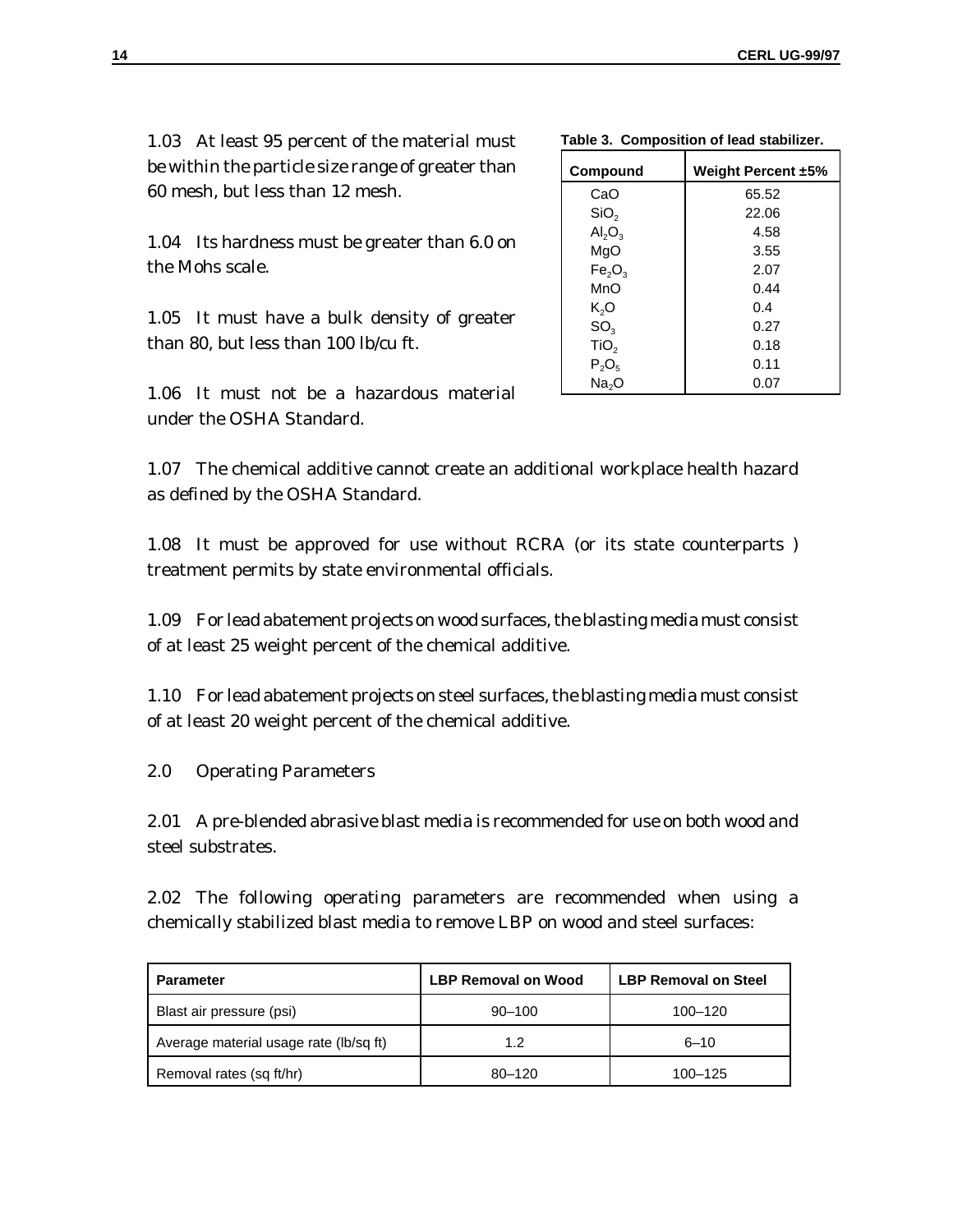1.03 At least 95 percent of the material must be within the particle size range of greater than 60 mesh, but less than 12 mesh.

1.04 Its hardness must be greater than 6.0 on the Mohs scale.

1.05 It must have a bulk density of greater than 80, but less than 100 lb/cu ft.

1.06 It must not be a hazardous material under the OSHA Standard.

**Table 3. Composition of lead stabilizer.**

| Compound | Weight Percent ±5% |
|---|---|
| $CaO$ | 65.52 |
| $SiO_2$ | 22.06 |
| $Al_2O_3$ | 4.58 |
| $MgO$ | 3.55 |
| $Fe_2O_3$ | 2.07 |
| $MnO$ | 0.44 |
| $K_2O$ | 0.4 |
| $SO_3$ | 0.27 |
| $TiO_2$ | 0.18 |
| $P_2O_5$ | 0.11 |
| $Na_2O$ | 0.07 |

1.07 The chemical additive cannot create an additional workplace health hazard as defined by the OSHA Standard.

1.08 It must be approved for use without RCRA (or its state counterparts ) treatment permits by state environmental officials.

1.09 For lead abatement projects on wood surfaces, the blasting media must consist of at least 25 weight percent of the chemical additive.

1.10 For lead abatement projects on steel surfaces, the blasting media must consist of at least 20 weight percent of the chemical additive.

2.0 Operating Parameters

2.01 A pre-blended abrasive blast media is recommended for use on both wood and steel substrates.

2.02 The following operating parameters are recommended when using a chemically stabilized blast media to remove LBP on wood and steel surfaces:

| Parameter | LBP Removal on Wood | LBP Removal on Steel |
|---|---|---|
| Blast air pressure (psi) | 90–100 | 100–120 |
| Average material usage rate (lb/sq ft) | 1.2 | 6–10 |
| Removal rates (sq ft/hr) | 80–120 | 100–125 |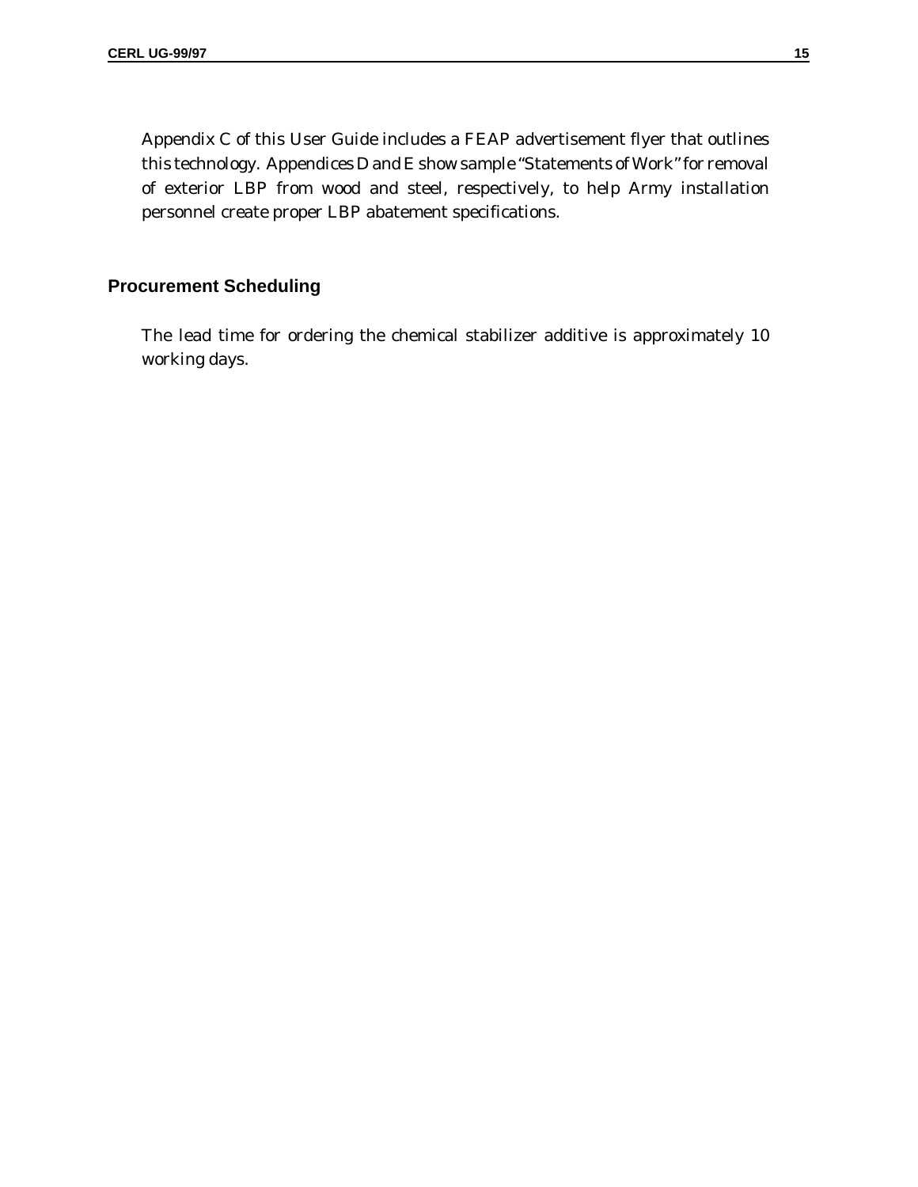Appendix C of this User Guide includes a FEAP advertisement flyer that outlines this technology. Appendices D and E show sample "Statements of Work" for removal of exterior LBP from wood and steel, respectively, to help Army installation personnel create proper LBP abatement specifications.

## Procurement Scheduling

The lead time for ordering the chemical stabilizer additive is approximately 10 working days.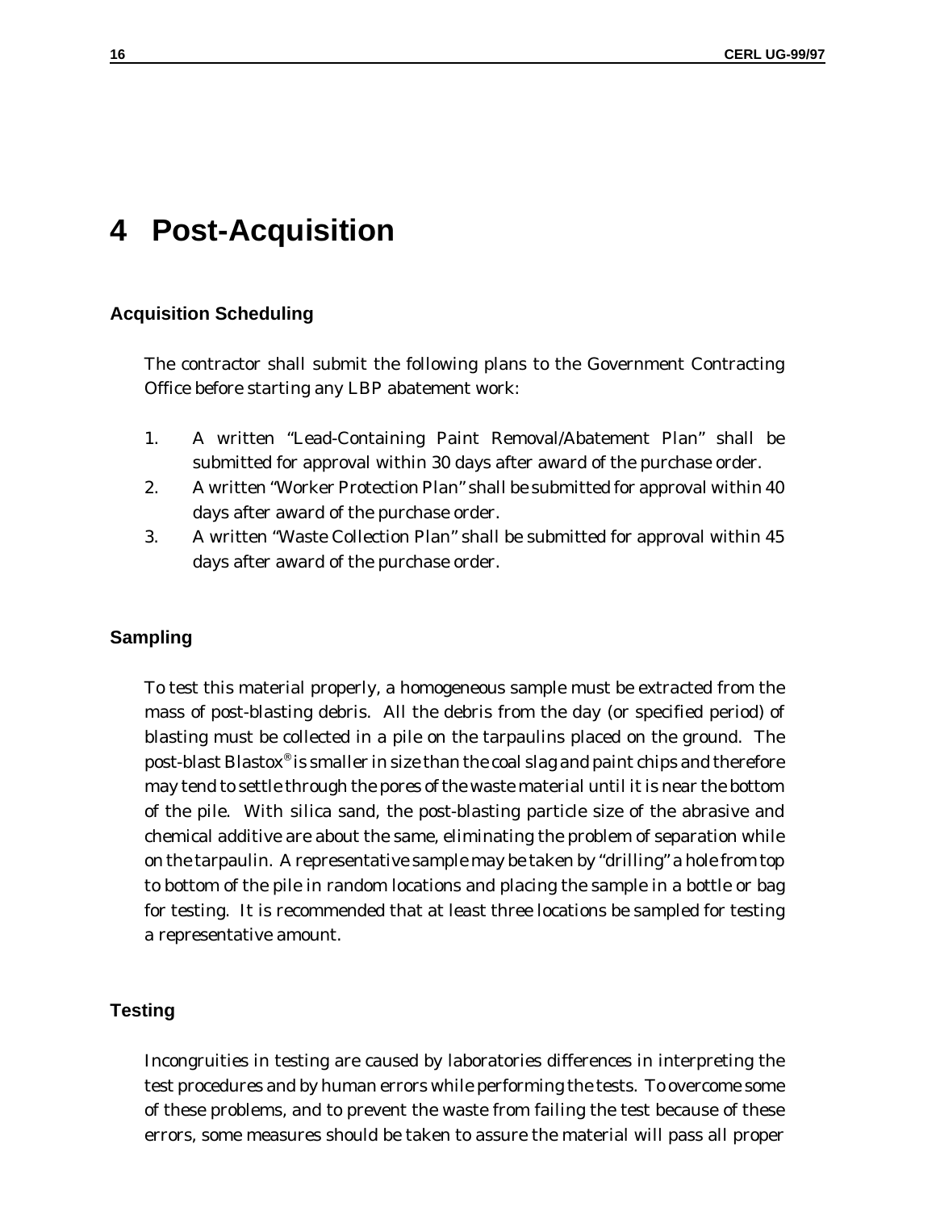# 4 Post-Acquisition

## Acquisition Scheduling

The contractor shall submit the following plans to the Government Contracting Office before starting any LBP abatement work:

1. A written "Lead-Containing Paint Removal/Abatement Plan" shall be submitted for approval within 30 days after award of the purchase order.
2. A written "Worker Protection Plan" shall be submitted for approval within 40 days after award of the purchase order.
3. A written "Waste Collection Plan" shall be submitted for approval within 45 days after award of the purchase order.

## Sampling

To test this material properly, a homogeneous sample must be extracted from the mass of post-blasting debris. All the debris from the day (or specified period) of blasting must be collected in a pile on the tarpaulins placed on the ground. The post-blast Blastox® is smaller in size than the coal slag and paint chips and therefore may tend to settle through the pores of the waste material until it is near the bottom of the pile. With silica sand, the post-blasting particle size of the abrasive and chemical additive are about the same, eliminating the problem of separation while on the tarpaulin. A representative sample may be taken by "drilling" a hole from top to bottom of the pile in random locations and placing the sample in a bottle or bag for testing. It is recommended that at least three locations be sampled for testing a representative amount.

## Testing

Incongruities in testing are caused by laboratories differences in interpreting the test procedures and by human errors while performing the tests. To overcome some of these problems, and to prevent the waste from failing the test because of these errors, some measures should be taken to assure the material will pass all proper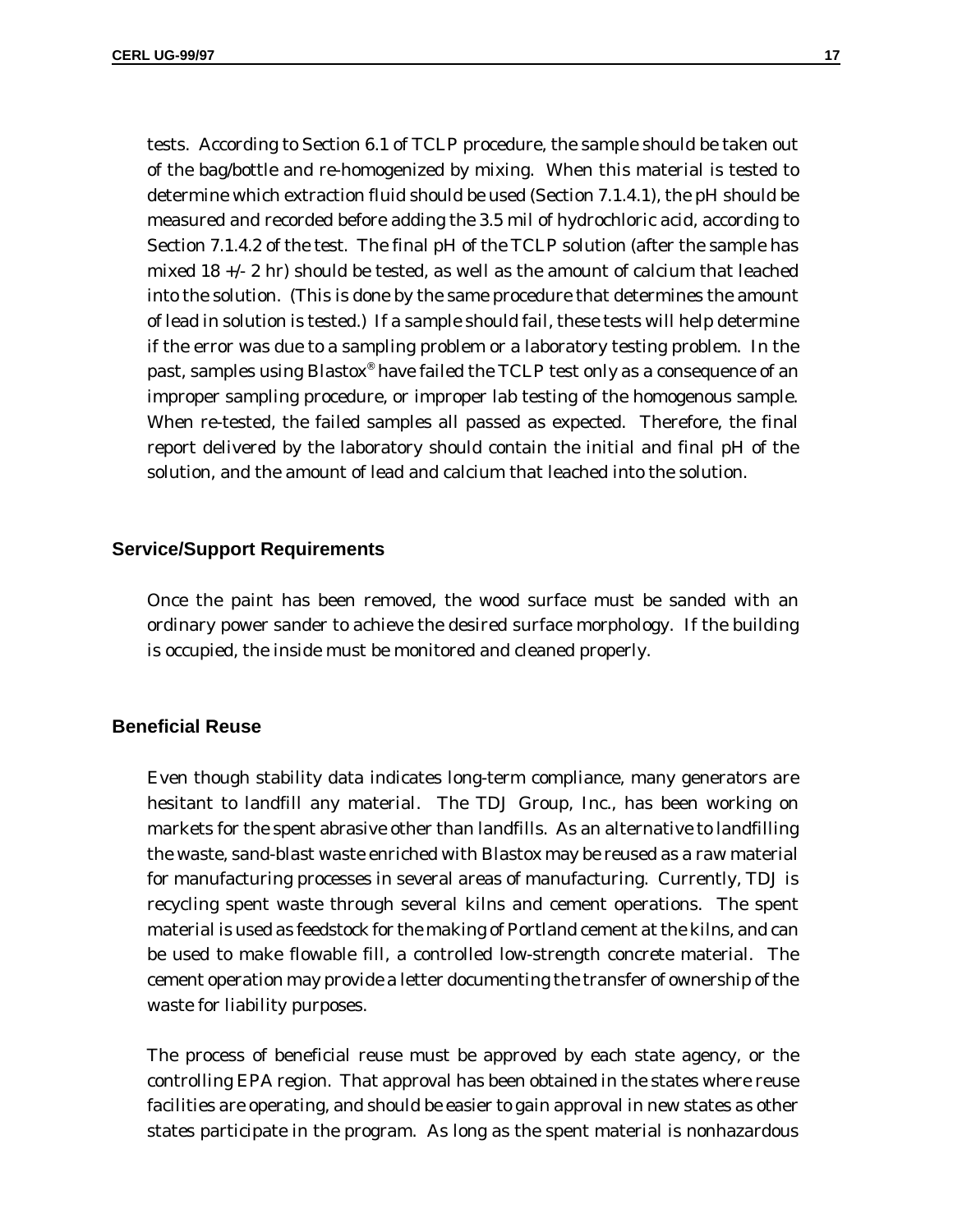tests. According to Section 6.1 of TCLP procedure, the sample should be taken out of the bag/bottle and re-homogenized by mixing. When this material is tested to determine which extraction fluid should be used (Section 7.1.4.1), the pH should be measured and recorded before adding the 3.5 mil of hydrochloric acid, according to Section 7.1.4.2 of the test. The final pH of the TCLP solution (after the sample has mixed 18 +/- 2 hr) should be tested, as well as the amount of calcium that leached into the solution. (This is done by the same procedure that determines the amount of lead in solution is tested.) If a sample should fail, these tests will help determine if the error was due to a sampling problem or a laboratory testing problem. In the past, samples using Blastox® have failed the TCLP test only as a consequence of an improper sampling procedure, or improper lab testing of the homogenous sample. When re-tested, the failed samples all passed as expected. Therefore, the final report delivered by the laboratory should contain the initial and final pH of the solution, and the amount of lead and calcium that leached into the solution.

## Service/Support Requirements

Once the paint has been removed, the wood surface must be sanded with an ordinary power sander to achieve the desired surface morphology. If the building is occupied, the inside must be monitored and cleaned properly.

## Beneficial Reuse

Even though stability data indicates long-term compliance, many generators are hesitant to landfill any material. The TDJ Group, Inc., has been working on markets for the spent abrasive other than landfills. As an alternative to landfilling the waste, sand-blast waste enriched with Blastox may be reused as a raw material for manufacturing processes in several areas of manufacturing. Currently, TDJ is recycling spent waste through several kilns and cement operations. The spent material is used as feedstock for the making of Portland cement at the kilns, and can be used to make flowable fill, a controlled low-strength concrete material. The cement operation may provide a letter documenting the transfer of ownership of the waste for liability purposes.

The process of beneficial reuse must be approved by each state agency, or the controlling EPA region. That approval has been obtained in the states where reuse facilities are operating, and should be easier to gain approval in new states as other states participate in the program. As long as the spent material is nonhazardous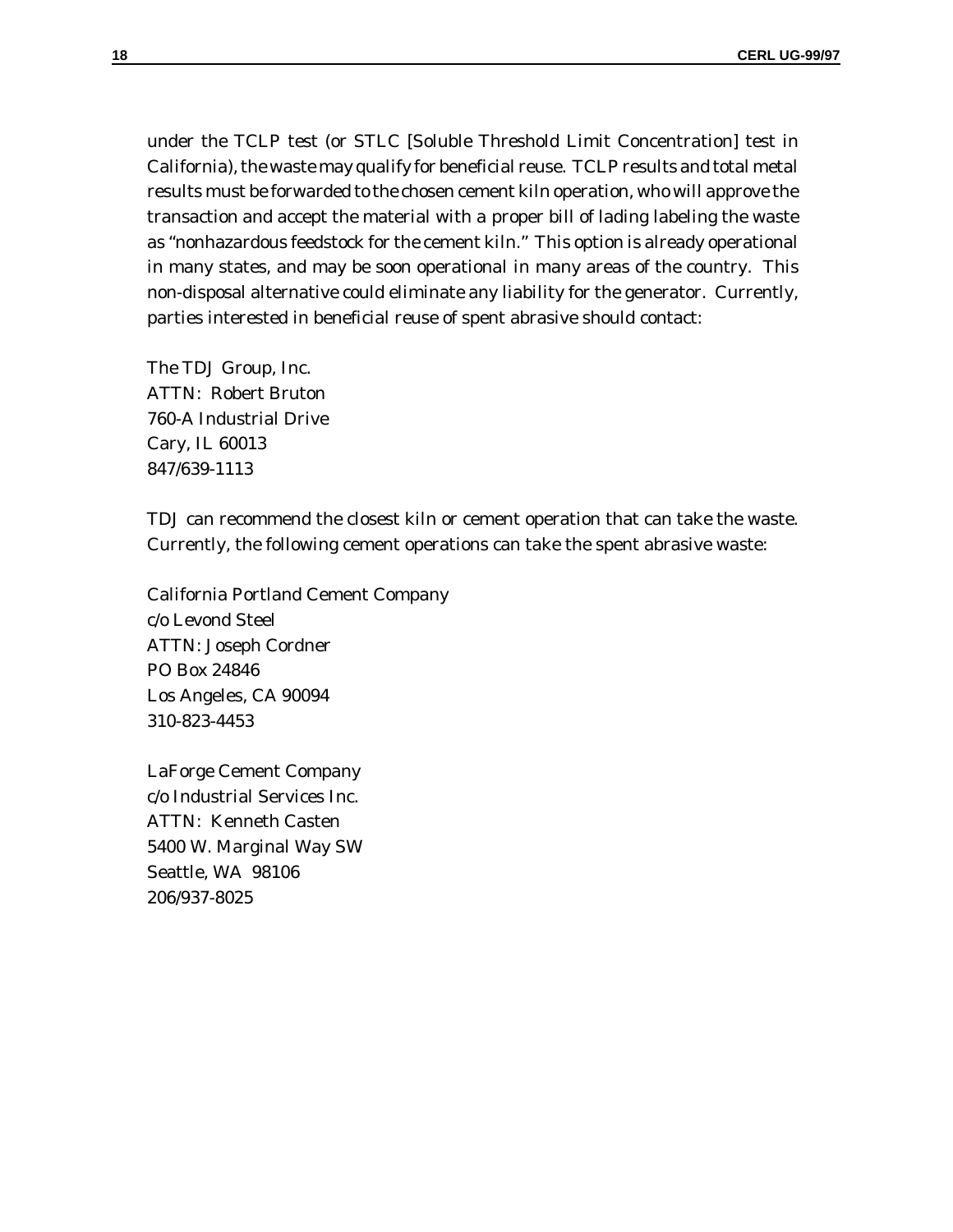under the TCLP test (or STLC [Soluble Threshold Limit Concentration] test in California), the waste may qualify for beneficial reuse. TCLP results and total metal results must be forwarded to the chosen cement kiln operation, who will approve the transaction and accept the material with a proper bill of lading labeling the waste as "nonhazardous feedstock for the cement kiln." This option is already operational in many states, and may be soon operational in many areas of the country. This non-disposal alternative could eliminate any liability for the generator. Currently, parties interested in beneficial reuse of spent abrasive should contact:

The TDJ Group, Inc.
ATTN: Robert Bruton
760-A Industrial Drive
Cary, IL 60013
847/639-1113

TDJ can recommend the closest kiln or cement operation that can take the waste. Currently, the following cement operations can take the spent abrasive waste:

California Portland Cement Company
c/o Levond Steel
ATTN: Joseph Cordner
PO Box 24846
Los Angeles, CA 90094
310-823-4453

LaForge Cement Company
c/o Industrial Services Inc.
ATTN: Kenneth Casten
5400 W. Marginal Way SW
Seattle, WA 98106
206/937-8025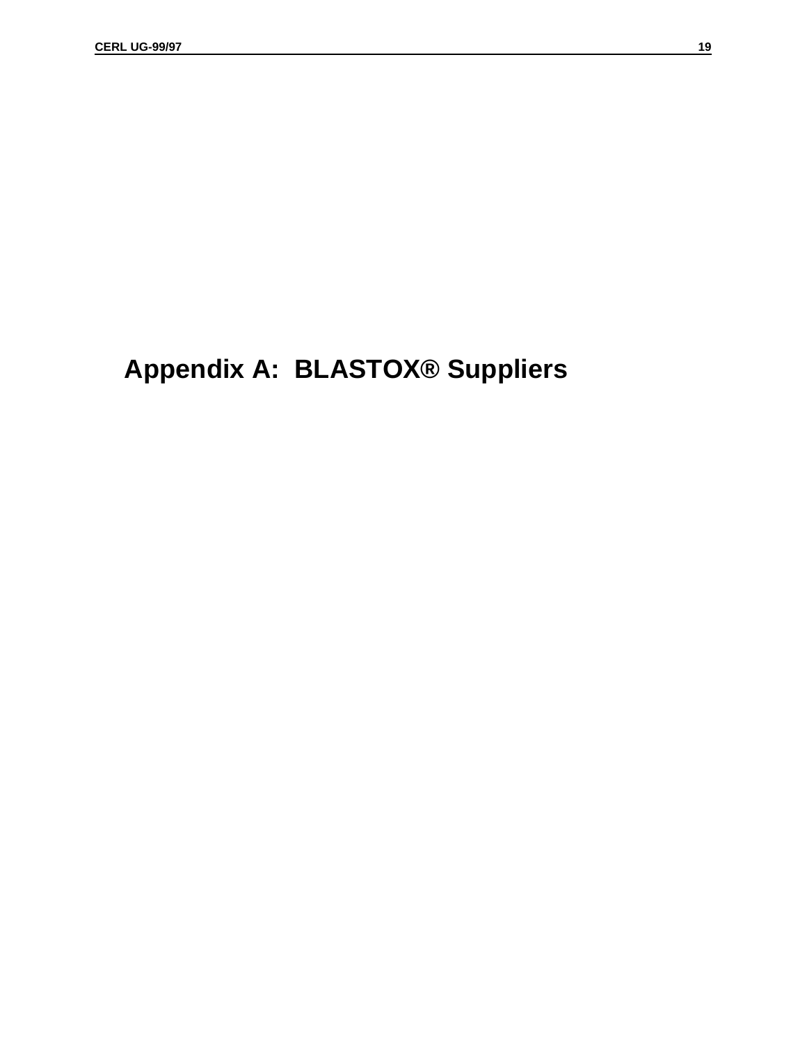# Appendix A: BLASTOX® Suppliers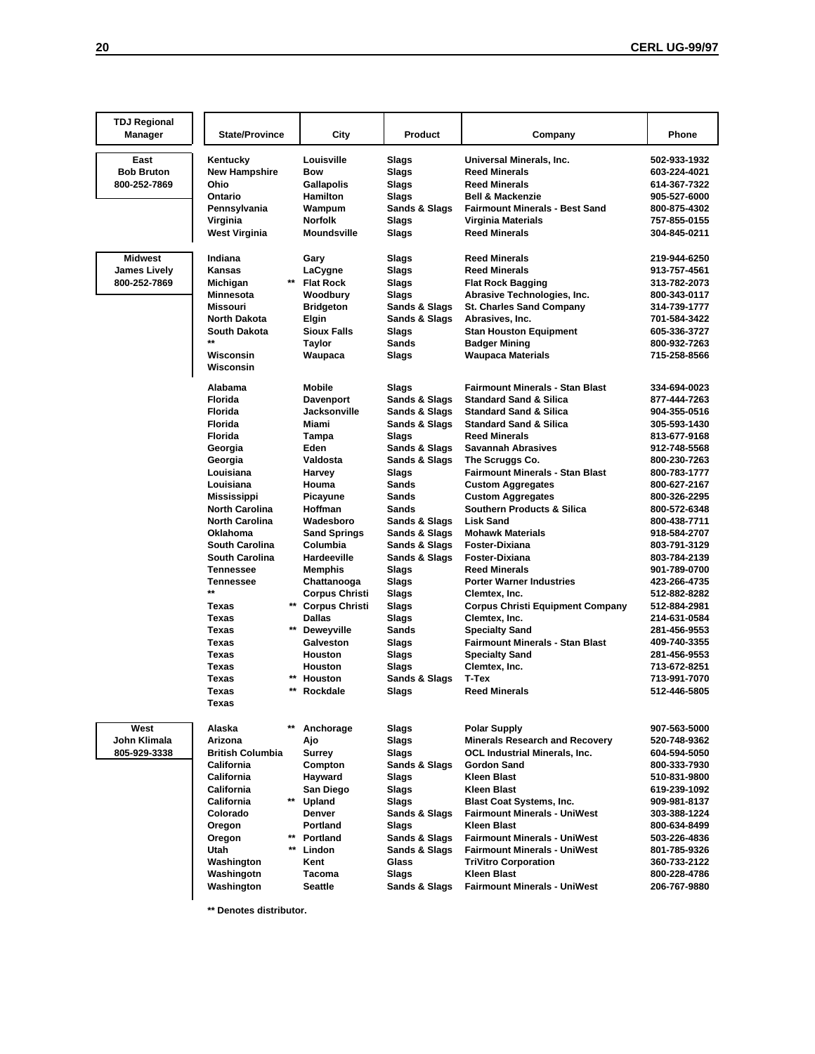| TDJ Regional Manager | State/Province | City | Product | Company | Phone |
|---|---|---|---|---|---|
| East | Kentucky | Louisville | Slags | Universal Minerals, Inc. | 502-933-1932 |
| Bob Bruton | New Hampshire | Bow | Slags | Reed Minerals | 603-224-4021 |
| 800-252-7869 | Ohio | Gallapolis | Slags | Reed Minerals | 614-367-7322 |
| | Ontario | Hamilton | Slags | Bell & Mackenzie | 905-527-6000 |
| | Pennsylvania | Wampum | Sands & Slags | Fairmount Minerals - Best Sand | 800-875-4302 |
| | Virginia | Norfolk | Slags | Virginia Materials | 757-855-0155 |
| | West Virginia | Moundsville | Slags | Reed Minerals | 304-845-0211 |
| Midwest | Indiana | Gary | Slags | Reed Minerals | 219-944-6250 |
| James Lively | Kansas | LaCygne | Slags | Reed Minerals | 913-757-4561 |
| 800-252-7869 | Michigan ** | Flat Rock | Slags | Flat Rock Bagging | 313-782-2073 |
| | Minnesota | Woodbury | Slags | Abrasive Technologies, Inc. | 800-343-0117 |
| | Missouri | Bridgeton | Sands & Slags | St. Charles Sand Company | 314-739-1777 |
| | North Dakota | Elgin | Sands & Slags | Abrasives, Inc. | 701-584-3422 |
| | South Dakota | Sioux Falls | Slags | Stan Houston Equipment | 605-336-3727 |
| | ** | Taylor | Sands | Badger Mining | 800-932-7263 |
| | Wisconsin | Waupaca | Slags | Waupaca Materials | 715-258-8566 |
| | Wisconsin | | | | |
| | Alabama | Mobile | Slags | Fairmount Minerals - Stan Blast | 334-694-0023 |
| | Florida | Davenport | Sands & Slags | Standard Sand & Silica | 877-444-7263 |
| | Florida | Jacksonville | Sands & Slags | Standard Sand & Silica | 904-355-0516 |
| | Florida | Miami | Sands & Slags | Standard Sand & Silica | 305-593-1430 |
| | Florida | Tampa | Slags | Reed Minerals | 813-677-9168 |
| | Georgia | Eden | Sands & Slags | Savannah Abrasives | 912-748-5568 |
| | Georgia | Valdosta | Sands & Slags | The Scruggs Co. | 800-230-7263 |
| | Louisiana | Harvey | Slags | Fairmount Minerals - Stan Blast | 800-783-1777 |
| | Louisiana | Houma | Sands | Custom Aggregates | 800-627-2167 |
| | Mississippi | Picayune | Sands | Custom Aggregates | 800-326-2295 |
| | North Carolina | Hoffman | Sands | Southern Products & Silica | 800-572-6348 |
| | North Carolina | Wadesboro | Sands & Slags | Lisk Sand | 800-438-7711 |
| | Oklahoma | Sand Springs | Sands & Slags | Mohawk Materials | 918-584-2707 |
| | South Carolina | Columbia | Sands & Slags | Foster-Dixiana | 803-791-3129 |
| | South Carolina | Hardeeville | Sands & Slags | Foster-Dixiana | 803-784-2139 |
| | Tennessee | Memphis | Slags | Reed Minerals | 901-789-0700 |
| | Tennessee | Chattanooga | Slags | Porter Warner Industries | 423-266-4735 |
| | ** | Corpus Christi | Slags | Clemtex, Inc. | 512-882-8282 |
| | Texas ** | Corpus Christi | Slags | Corpus Christi Equipment Company | 512-884-2981 |
| | Texas | Dallas | Slags | Clemtex, Inc. | 214-631-0584 |
| | Texas ** | Deweyville | Sands | Specialty Sand | 281-456-9553 |
| | Texas | Galveston | Slags | Fairmount Minerals - Stan Blast | 409-740-3355 |
| | Texas | Houston | Slags | Specialty Sand | 281-456-9553 |
| | Texas | Houston | Slags | Clemtex, Inc. | 713-672-8251 |
| | Texas ** | Houston | Sands & Slags | T-Tex | 713-991-7070 |
| | Texas ** | Rockdale | Slags | Reed Minerals | 512-446-5805 |
| | Texas | | | | |
| West | Alaska ** | Anchorage | Slags | Polar Supply | 907-563-5000 |
| John Klimala | Arizona | Ajo | Slags | Minerals Research and Recovery | 520-748-9362 |
| 805-929-3338 | British Columbia | Surrey | Slags | OCL Industrial Minerals, Inc. | 604-594-5050 |
| | California | Compton | Sands & Slags | Gordon Sand | 800-333-7930 |
| | California | Hayward | Slags | Kleen Blast | 510-831-9800 |
| | California | San Diego | Slags | Kleen Blast | 619-239-1092 |
| | California ** | Upland | Slags | Blast Coat Systems, Inc. | 909-981-8137 |
| | Colorado | Denver | Sands & Slags | Fairmount Minerals - UniWest | 303-388-1224 |
| | Oregon | Portland | Slags | Kleen Blast | 800-634-8499 |
| | Oregon ** | Portland | Sands & Slags | Fairmount Minerals - UniWest | 503-226-4836 |
| | Utah ** | Lindon | Sands & Slags | Fairmount Minerals - UniWest | 801-785-9326 |
| | Washington | Kent | Glass | TriVitro Corporation | 360-733-2122 |
| | Washingotn | Tacoma | Slags | Kleen Blast | 800-228-4786 |
| | Washington | Seattle | Sands & Slags | Fairmount Minerals - UniWest | 206-767-9880 |

** Denotes distributor.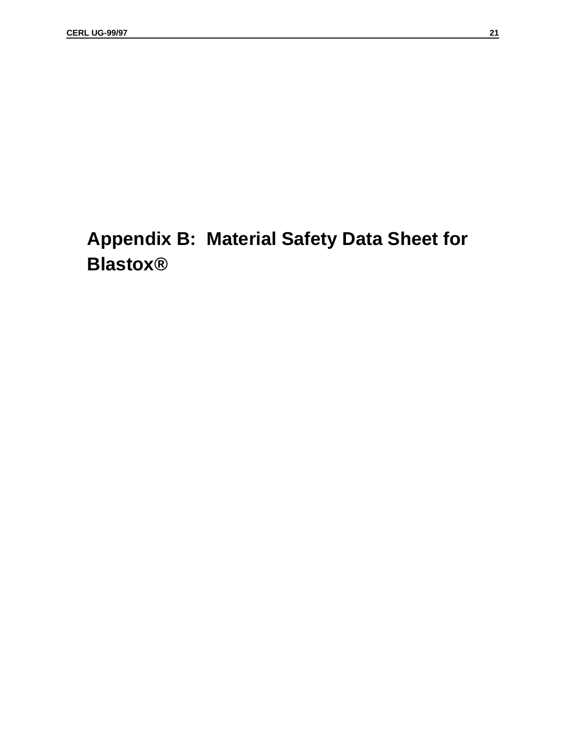# Appendix B: Material Safety Data Sheet for Blastox®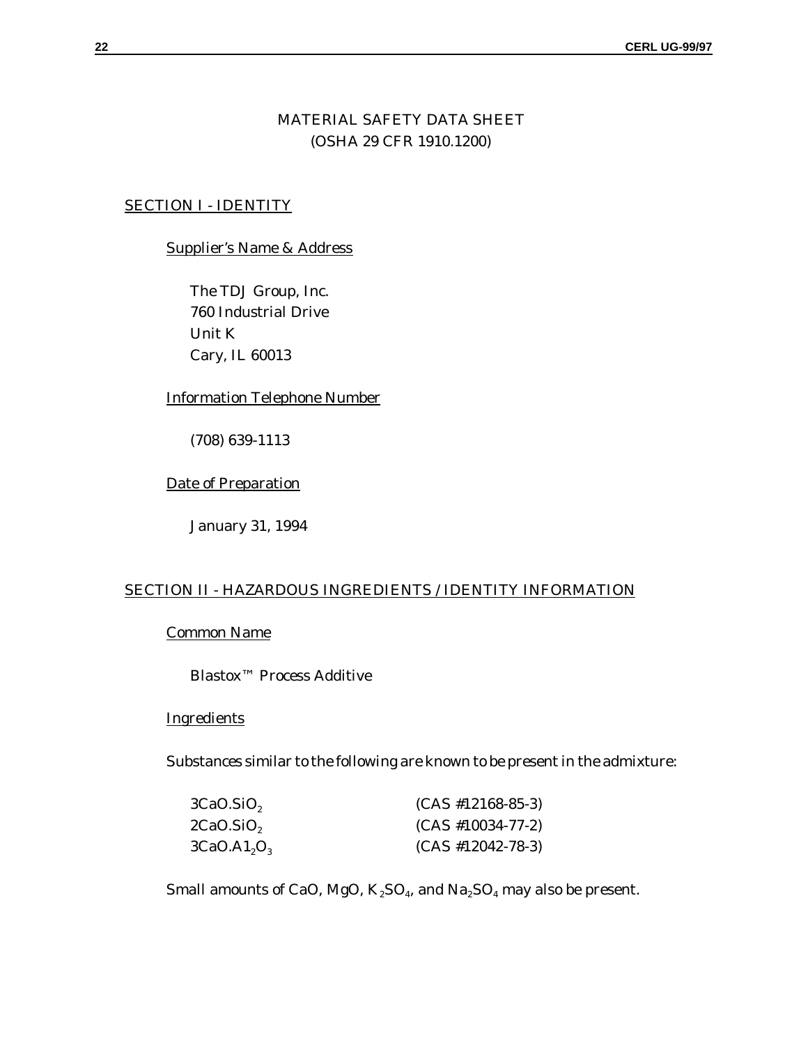# MATERIAL SAFETY DATA SHEET
(OSHA 29 CFR 1910.1200)

## SECTION I - IDENTITY

### Supplier's Name & Address

The TDJ Group, Inc.
760 Industrial Drive
Unit K
Cary, IL 60013

### Information Telephone Number

(708) 639-1113

### Date of Preparation

January 31, 1994

## SECTION II - HAZARDOUS INGREDIENTS / IDENTITY INFORMATION

### Common Name

Blastox™ Process Additive

### Ingredients

Substances similar to the following are known to be present in the admixture:

| | |
|---|---|
| $3CaO.SiO_2$ | (CAS #12168-85-3) |
| $2CaO.SiO_2$ | (CAS #10034-77-2) |
| $3CaO.Al_2O_3$ | (CAS #12042-78-3) |

Small amounts of CaO, MgO, $K_2SO_4$, and $Na_2SO_4$ may also be present.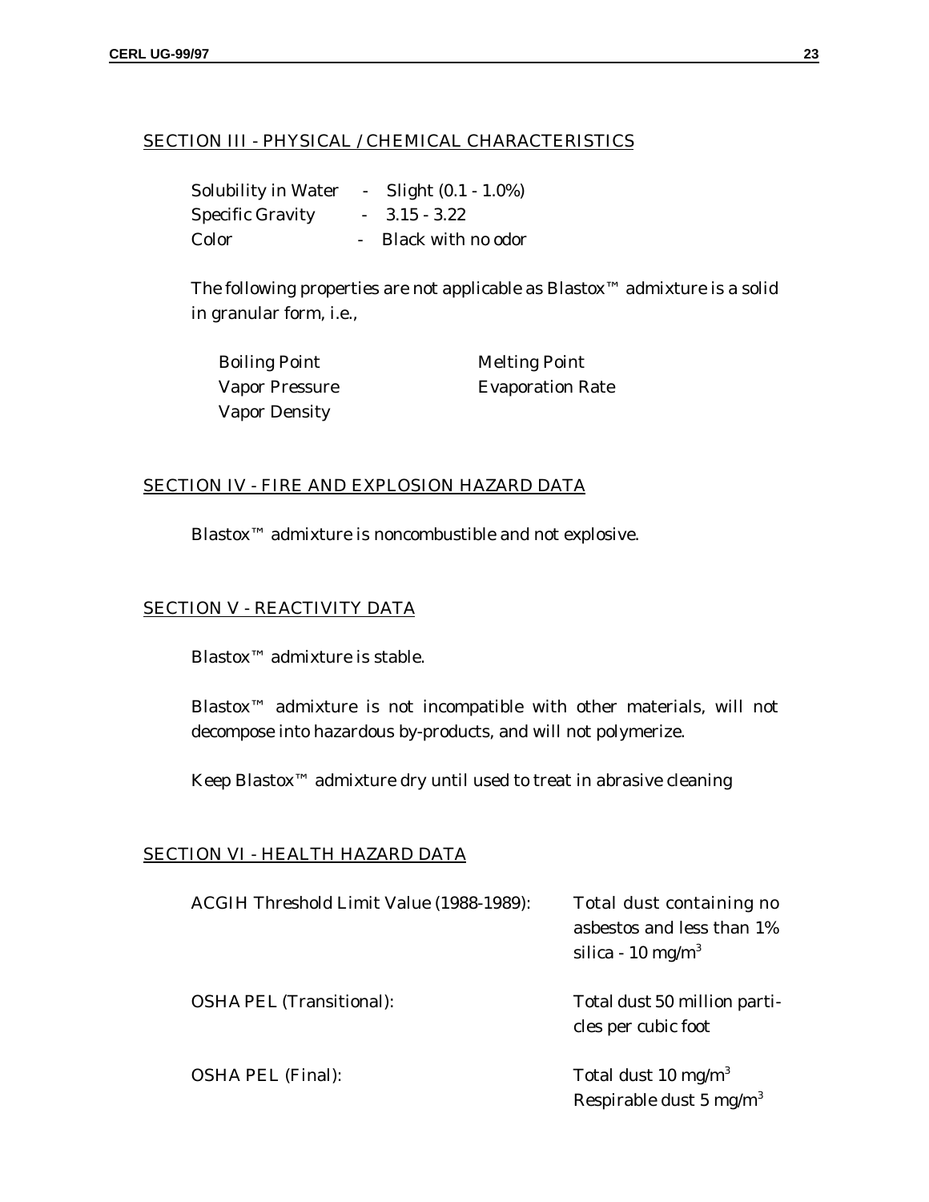## SECTION III - PHYSICAL / CHEMICAL CHARACTERISTICS

| | |
|---|---|
| Solubility in Water | - Slight (0.1 - 1.0%) |
| Specific Gravity | - 3.15 - 3.22 |
| Color | - Black with no odor |

The following properties are not applicable as Blastox™ admixture is a solid in granular form, i.e.,

| | |
|---|---|
| Boiling Point | Melting Point |
| Vapor Pressure | Evaporation Rate |
| Vapor Density | |

## SECTION IV - FIRE AND EXPLOSION HAZARD DATA

Blastox™ admixture is noncombustible and not explosive.

## SECTION V - REACTIVITY DATA

Blastox™ admixture is stable.

Blastox™ admixture is not incompatible with other materials, will not decompose into hazardous by-products, and will not polymerize.

Keep Blastox™ admixture dry until used to treat in abrasive cleaning

## SECTION VI - HEALTH HAZARD DATA

| | |
|---|---|
| ACGIH Threshold Limit Value (1988-1989): | Total dust containing no asbestos and less than 1% silica - 10 mg/$m^3$ |
| OSHA PEL (Transitional): | Total dust 50 million particles per cubic foot |
| OSHA PEL (Final): | Total dust 10 mg/$m^3$<br>Respirable dust 5 mg/$m^3$ |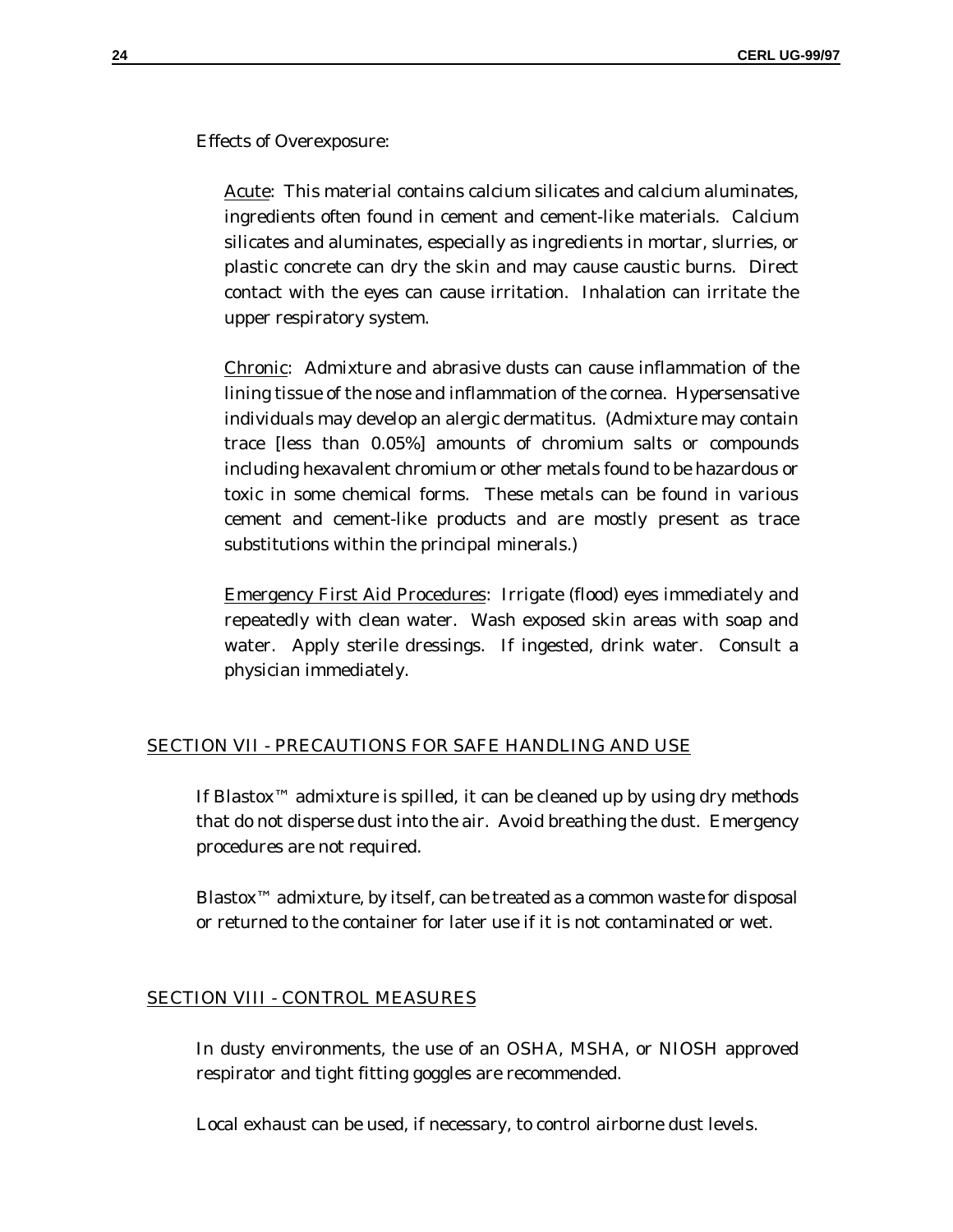Effects of Overexposure:

Acute: This material contains calcium silicates and calcium aluminates, ingredients often found in cement and cement-like materials. Calcium silicates and aluminates, especially as ingredients in mortar, slurries, or plastic concrete can dry the skin and may cause caustic burns. Direct contact with the eyes can cause irritation. Inhalation can irritate the upper respiratory system.

Chronic: Admixture and abrasive dusts can cause inflammation of the lining tissue of the nose and inflammation of the cornea. Hypersensative individuals may develop an alergic dermatitus. (Admixture may contain trace [less than 0.05%] amounts of chromium salts or compounds including hexavalent chromium or other metals found to be hazardous or toxic in some chemical forms. These metals can be found in various cement and cement-like products and are mostly present as trace substitutions within the principal minerals.)

Emergency First Aid Procedures: Irrigate (flood) eyes immediately and repeatedly with clean water. Wash exposed skin areas with soap and water. Apply sterile dressings. If ingested, drink water. Consult a physician immediately.

## SECTION VII - PRECAUTIONS FOR SAFE HANDLING AND USE

If Blastox™ admixture is spilled, it can be cleaned up by using dry methods that do not disperse dust into the air. Avoid breathing the dust. Emergency procedures are not required.

Blastox™ admixture, by itself, can be treated as a common waste for disposal or returned to the container for later use if it is not contaminated or wet.

## SECTION VIII - CONTROL MEASURES

In dusty environments, the use of an OSHA, MSHA, or NIOSH approved respirator and tight fitting goggles are recommended.

Local exhaust can be used, if necessary, to control airborne dust levels.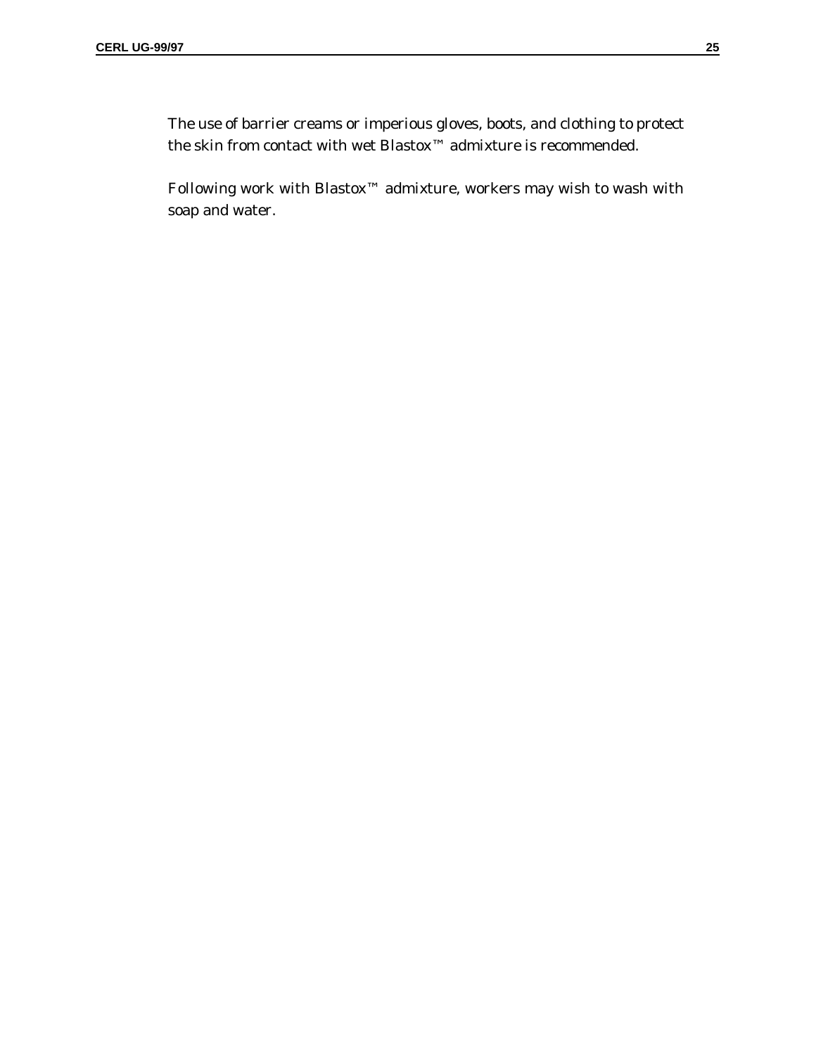The use of barrier creams or imperious gloves, boots, and clothing to protect the skin from contact with wet Blastox™ admixture is recommended.

Following work with Blastox™ admixture, workers may wish to wash with soap and water.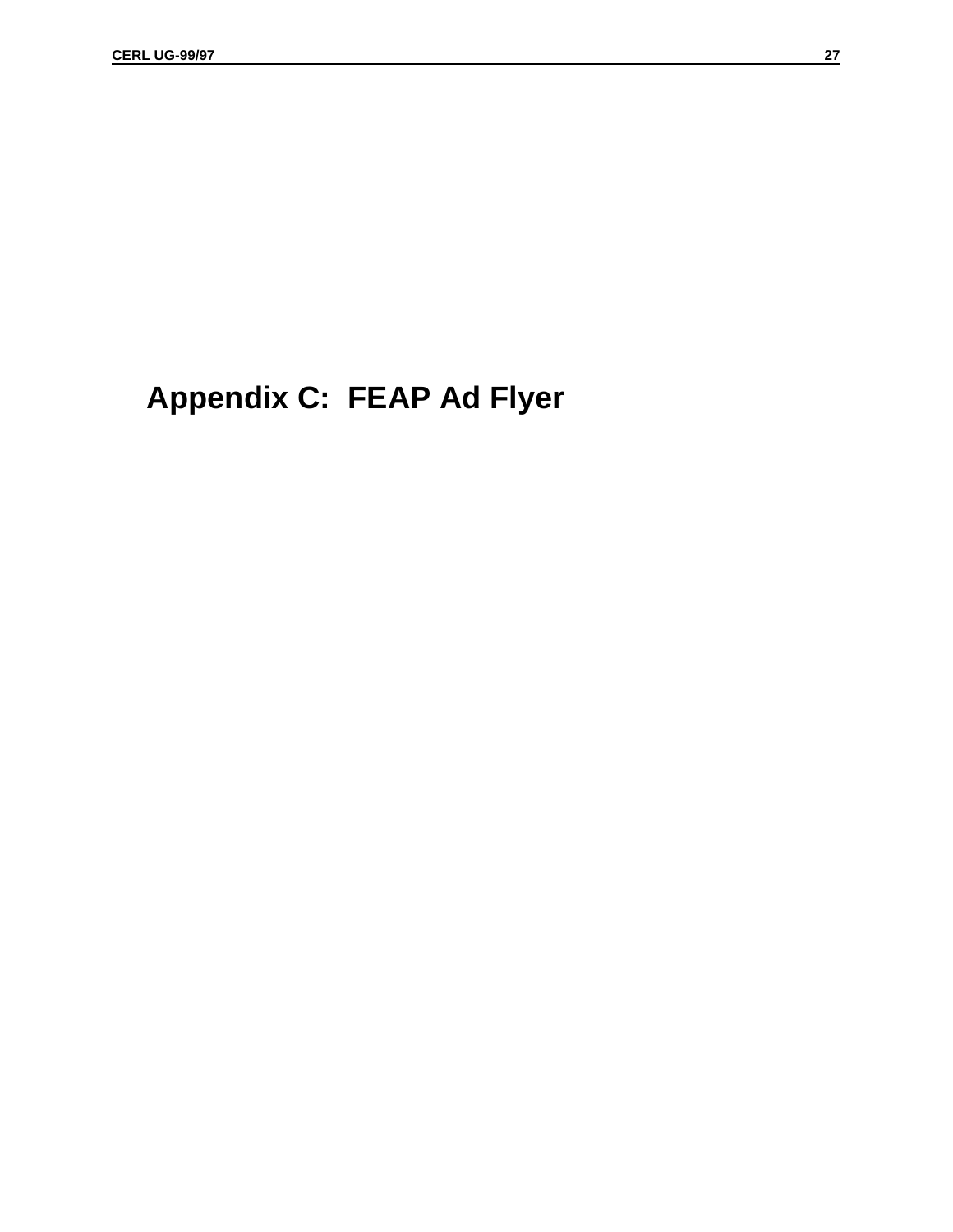# Appendix C: FEAP Ad Flyer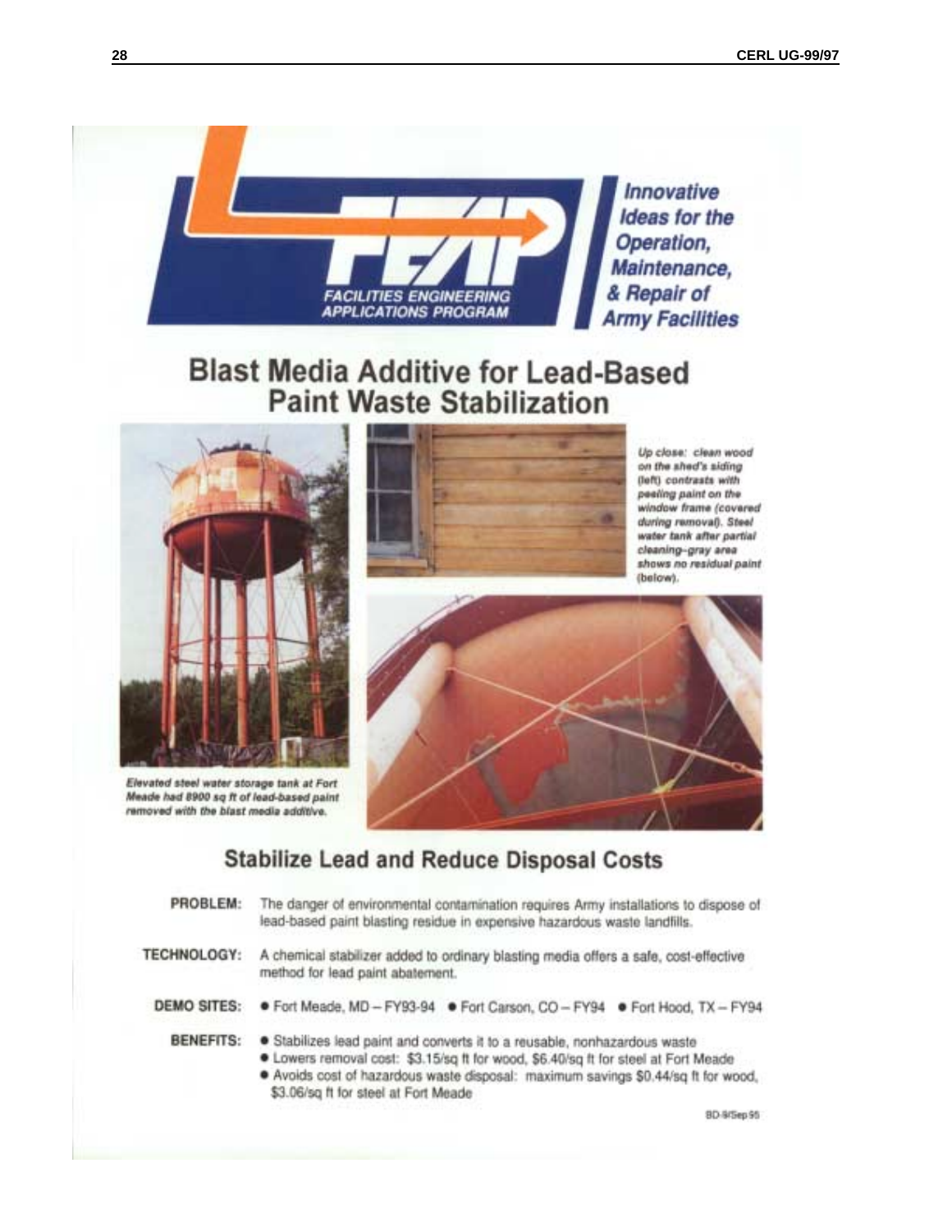FACILITIES ENGINEERING APPLICATIONS PROGRAM

*Innovative Ideas for the Operation, Maintenance, & Repair of Army Facilities*

# Blast Media Additive for Lead-Based Paint Waste Stabilization

*Up close: clean wood on the shed's siding (left) contrasts with peeling paint on the window frame (covered during removal). Steel water tank after partial cleaning–gray area shows no residual paint (below).*

*Elevated steel water storage tank at Fort Meade had 8900 sq ft of lead-based paint removed with the blast media additive.*

## Stabilize Lead and Reduce Disposal Costs

**PROBLEM:** The danger of environmental contamination requires Army installations to dispose of lead-based paint blasting residue in expensive hazardous waste landfills.

**TECHNOLOGY:** A chemical stabilizer added to ordinary blasting media offers a safe, cost-effective method for lead paint abatement.

**DEMO SITES:**
- Fort Meade, MD – FY93-94
- Fort Carson, CO – FY94
- Fort Hood, TX – FY94

**BENEFITS:**
- Stabilizes lead paint and converts it to a reusable, nonhazardous waste
- Lowers removal cost: $3.15/sq ft for wood, $6.40/sq ft for steel at Fort Meade
- Avoids cost of hazardous waste disposal: maximum savings $0.44/sq ft for wood, $3.06/sq ft for steel at Fort Meade

BD-9/Sep 95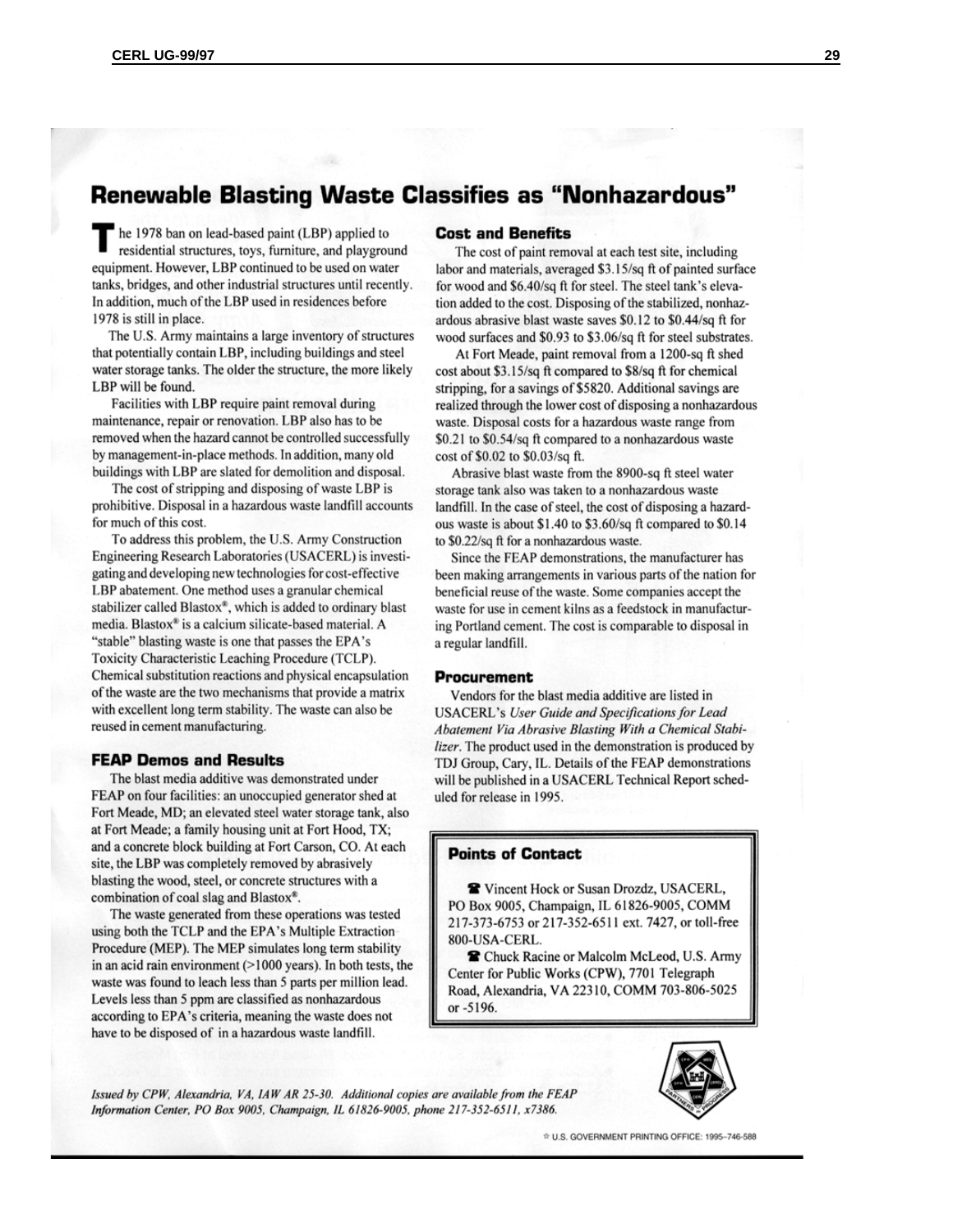# Renewable Blasting Waste Classifies as "Nonhazardous"

The 1978 ban on lead-based paint (LBP) applied to residential structures, toys, furniture, and playground equipment. However, LBP continued to be used on water tanks, bridges, and other industrial structures until recently. In addition, much of the LBP used in residences before 1978 is still in place.

The U.S. Army maintains a large inventory of structures that potentially contain LBP, including buildings and steel water storage tanks. The older the structure, the more likely LBP will be found.

Facilities with LBP require paint removal during maintenance, repair or renovation. LBP also has to be removed when the hazard cannot be controlled successfully by management-in-place methods. In addition, many old buildings with LBP are slated for demolition and disposal.

The cost of stripping and disposing of waste LBP is prohibitive. Disposal in a hazardous waste landfill accounts for much of this cost.

To address this problem, the U.S. Army Construction Engineering Research Laboratories (USACERL) is investigating and developing new technologies for cost-effective LBP abatement. One method uses a granular chemical stabilizer called Blastox®, which is added to ordinary blast media. Blastox® is a calcium silicate-based material. A "stable" blasting waste is one that passes the EPA's Toxicity Characteristic Leaching Procedure (TCLP). Chemical substitution reactions and physical encapsulation of the waste are the two mechanisms that provide a matrix with excellent long term stability. The waste can also be reused in cement manufacturing.

## FEAP Demos and Results

The blast media additive was demonstrated under FEAP on four facilities: an unoccupied generator shed at Fort Meade, MD; an elevated steel water storage tank, also at Fort Meade; a family housing unit at Fort Hood, TX; and a concrete block building at Fort Carson, CO. At each site, the LBP was completely removed by abrasively blasting the wood, steel, or concrete structures with a combination of coal slag and Blastox®.

The waste generated from these operations was tested using both the TCLP and the EPA's Multiple Extraction Procedure (MEP). The MEP simulates long term stability in an acid rain environment (>1000 years). In both tests, the waste was found to leach less than 5 parts per million lead. Levels less than 5 ppm are classified as nonhazardous according to EPA's criteria, meaning the waste does not have to be disposed of in a hazardous waste landfill.

## Cost and Benefits

The cost of paint removal at each test site, including labor and materials, averaged $3.15/sq ft of painted surface for wood and $6.40/sq ft for steel. The steel tank's elevation added to the cost. Disposing of the stabilized, nonhazardous abrasive blast waste saves $0.12 to $0.44/sq ft for wood surfaces and $0.93 to $3.06/sq ft for steel substrates.

At Fort Meade, paint removal from a 1200-sq ft shed cost about $3.15/sq ft compared to $8/sq ft for chemical stripping, for a savings of $5820. Additional savings are realized through the lower cost of disposing a nonhazardous waste. Disposal costs for a hazardous waste range from $0.21 to $0.54/sq ft compared to a nonhazardous waste cost of $0.02 to $0.03/sq ft.

Abrasive blast waste from the 8900-sq ft steel water storage tank also was taken to a nonhazardous waste landfill. In the case of steel, the cost of disposing a hazardous waste is about $1.40 to $3.60/sq ft compared to $0.14 to $0.22/sq ft for a nonhazardous waste.

Since the FEAP demonstrations, the manufacturer has been making arrangements in various parts of the nation for beneficial reuse of the waste. Some companies accept the waste for use in cement kilns as a feedstock in manufacturing Portland cement. The cost is comparable to disposal in a regular landfill.

## Procurement

Vendors for the blast media additive are listed in USACERL's *User Guide and Specifications for Lead Abatement Via Abrasive Blasting With a Chemical Stabilizer*. The product used in the demonstration is produced by TDJ Group, Cary, IL. Details of the FEAP demonstrations will be published in a USACERL Technical Report scheduled for release in 1995.

### Points of Contact

☎ Vincent Hock or Susan Drozdz, USACERL, PO Box 9005, Champaign, IL 61826-9005, COMM 217-373-6753 or 217-352-6511 ext. 7427, or toll-free 800-USA-CERL.

☎ Chuck Racine or Malcolm McLeod, U.S. Army Center for Public Works (CPW), 7701 Telegraph Road, Alexandria, VA 22310, COMM 703-806-5025 or -5196.

*Issued by CPW, Alexandria, VA, IAW AR 25-30. Additional copies are available from the FEAP Information Center, PO Box 9005, Champaign, IL 61826-9005, phone 217-352-6511, x7386.*

☆ U.S. GOVERNMENT PRINTING OFFICE: 1995–746-588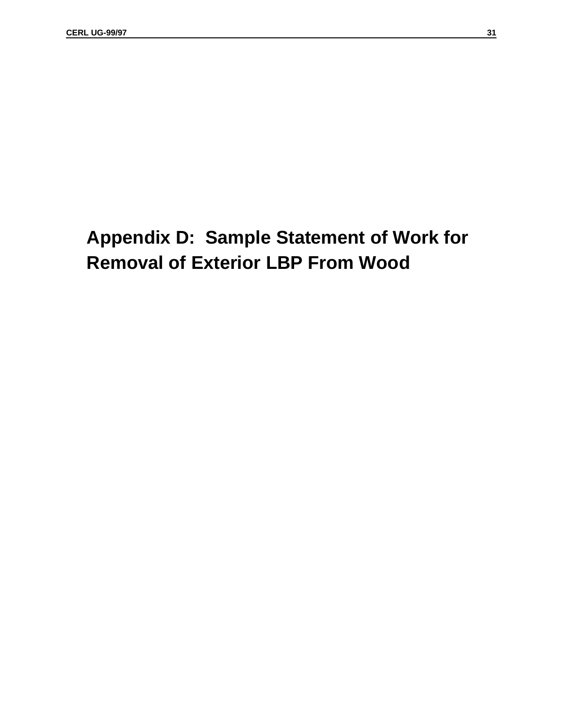# Appendix D: Sample Statement of Work for Removal of Exterior LBP From Wood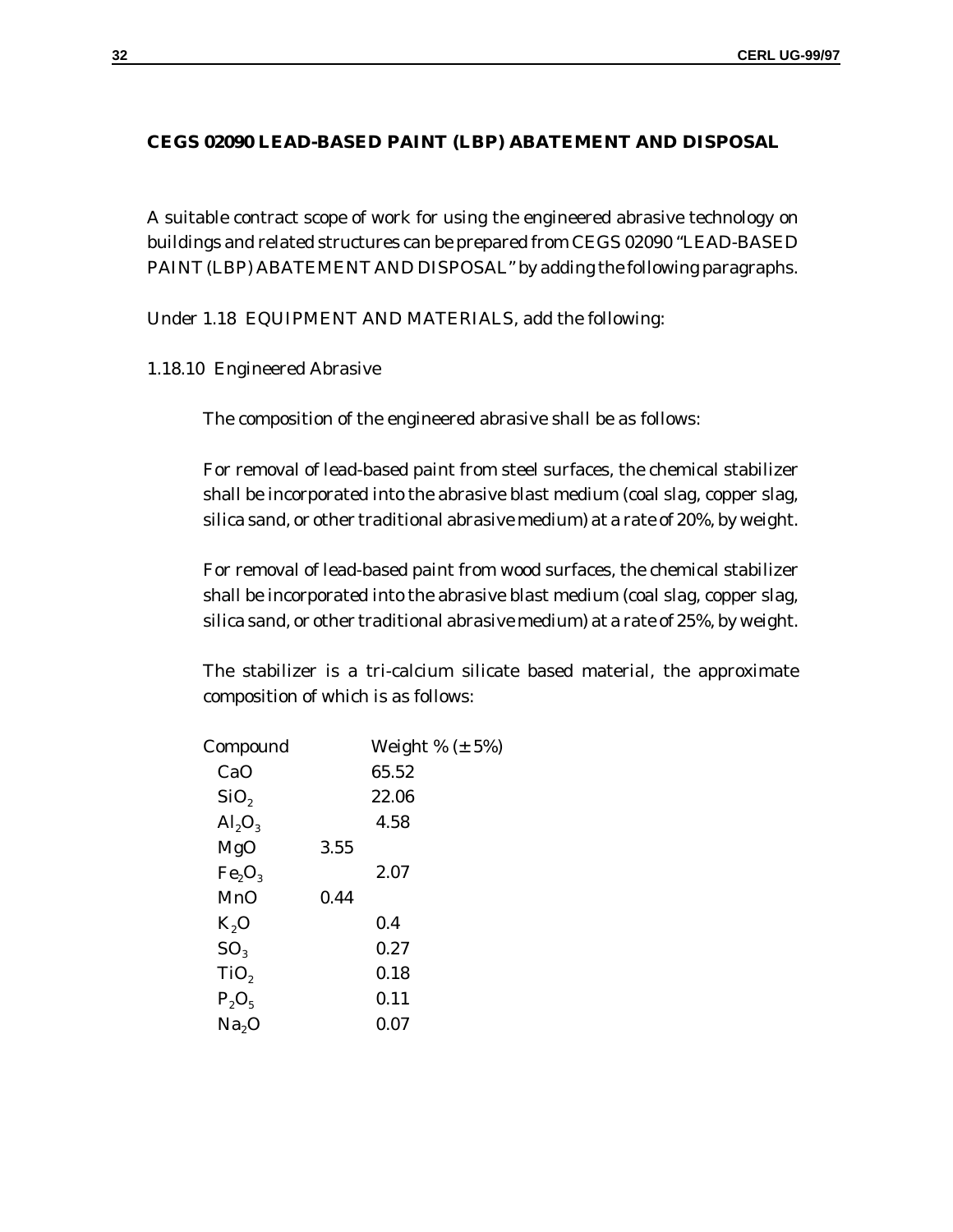## CEGS 02090 LEAD-BASED PAINT (LBP) ABATEMENT AND DISPOSAL

A suitable contract scope of work for using the engineered abrasive technology on buildings and related structures can be prepared from CEGS 02090 "LEAD-BASED PAINT (LBP) ABATEMENT AND DISPOSAL" by adding the following paragraphs.

Under 1.18 EQUIPMENT AND MATERIALS, add the following:

1.18.10 Engineered Abrasive

The composition of the engineered abrasive shall be as follows:

For removal of lead-based paint from steel surfaces, the chemical stabilizer shall be incorporated into the abrasive blast medium (coal slag, copper slag, silica sand, or other traditional abrasive medium) at a rate of 20%, by weight.

For removal of lead-based paint from wood surfaces, the chemical stabilizer shall be incorporated into the abrasive blast medium (coal slag, copper slag, silica sand, or other traditional abrasive medium) at a rate of 25%, by weight.

The stabilizer is a tri-calcium silicate based material, the approximate composition of which is as follows:

| Compound | Weight % (± 5%) |
|---|---|
| $CaO$ | 65.52 |
| $SiO_2$ | 22.06 |
| $Al_2O_3$ | 4.58 |
| $MgO$ | 3.55 |
| $Fe_2O_3$ | 2.07 |
| $MnO$ | 0.44 |
| $K_2O$ | 0.4 |
| $SO_3$ | 0.27 |
| $TiO_2$ | 0.18 |
| $P_2O_5$ | 0.11 |
| $Na_2O$ | 0.07 |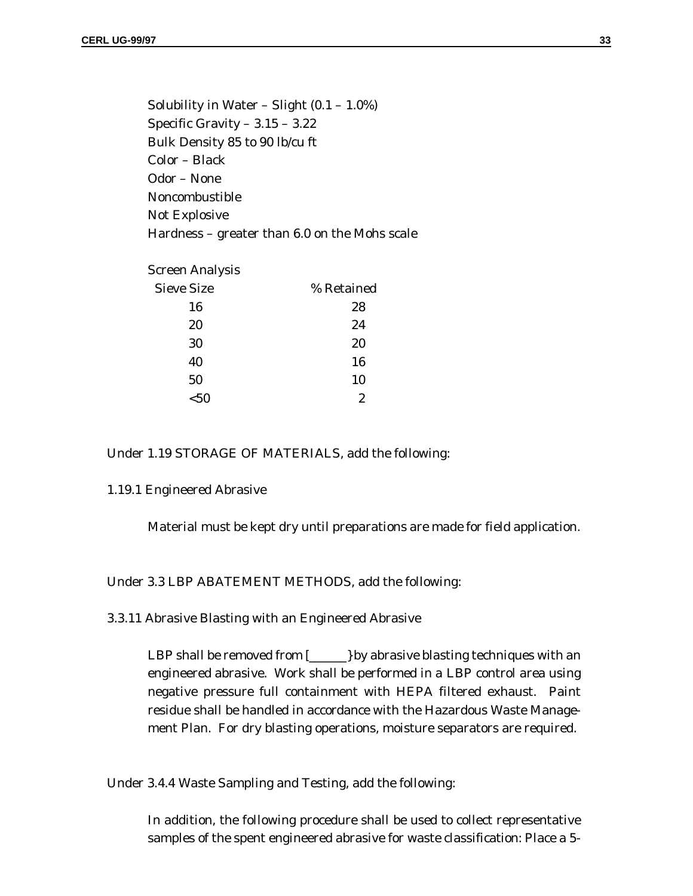Solubility in Water – Slight (0.1 – 1.0%)
Specific Gravity – 3.15 – 3.22
Bulk Density 85 to 90 lb/cu ft
Color – Black
Odor – None
Noncombustible
Not Explosive
Hardness – greater than 6.0 on the Mohs scale

Screen Analysis

| Sieve Size | % Retained |
|---|---|
| 16 | 28 |
| 20 | 24 |
| 30 | 20 |
| 40 | 16 |
| 50 | 10 |
| <50 | 2 |

Under 1.19 STORAGE OF MATERIALS, add the following:

1.19.1 Engineered Abrasive

Material must be kept dry until preparations are made for field application.

Under 3.3 LBP ABATEMENT METHODS, add the following:

3.3.11 Abrasive Blasting with an Engineered Abrasive

LBP shall be removed from [______} by abrasive blasting techniques with an engineered abrasive. Work shall be performed in a LBP control area using negative pressure full containment with HEPA filtered exhaust. Paint residue shall be handled in accordance with the Hazardous Waste Management Plan. For dry blasting operations, moisture separators are required.

Under 3.4.4 Waste Sampling and Testing, add the following:

In addition, the following procedure shall be used to collect representative samples of the spent engineered abrasive for waste classification: Place a 5-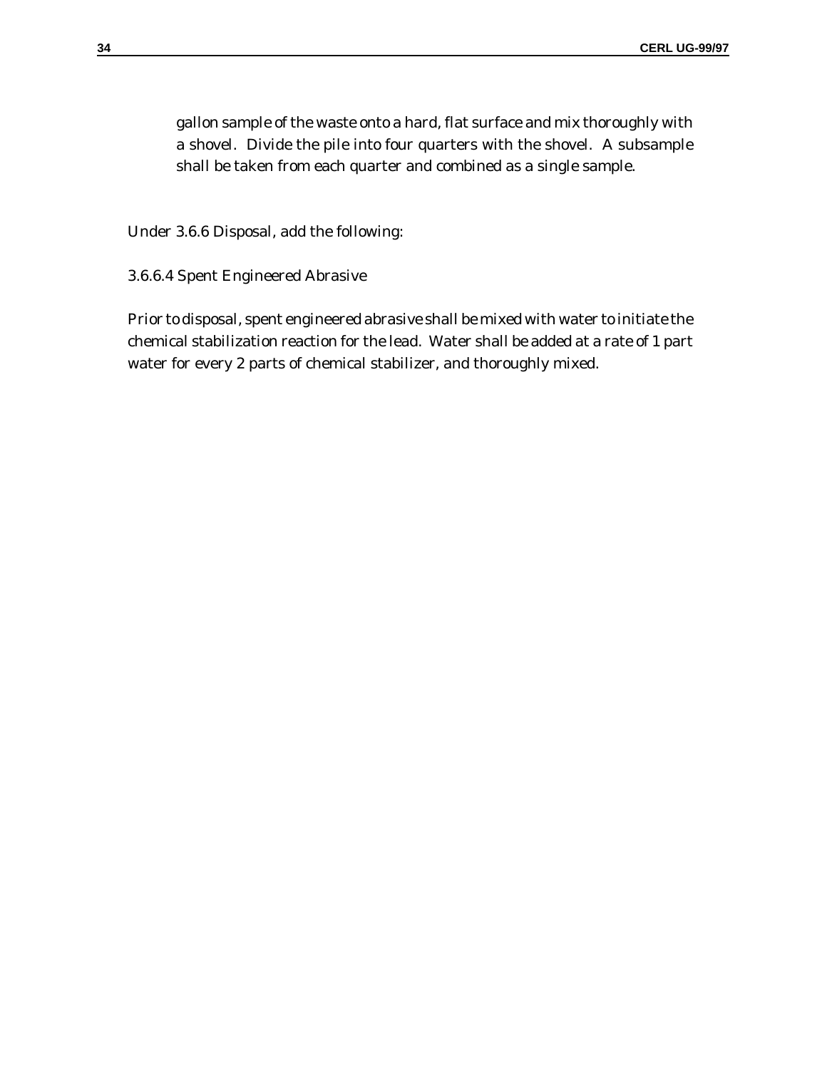gallon sample of the waste onto a hard, flat surface and mix thoroughly with a shovel. Divide the pile into four quarters with the shovel. A subsample shall be taken from each quarter and combined as a single sample.

Under 3.6.6 Disposal, add the following:

3.6.6.4 Spent Engineered Abrasive

Prior to disposal, spent engineered abrasive shall be mixed with water to initiate the chemical stabilization reaction for the lead. Water shall be added at a rate of 1 part water for every 2 parts of chemical stabilizer, and thoroughly mixed.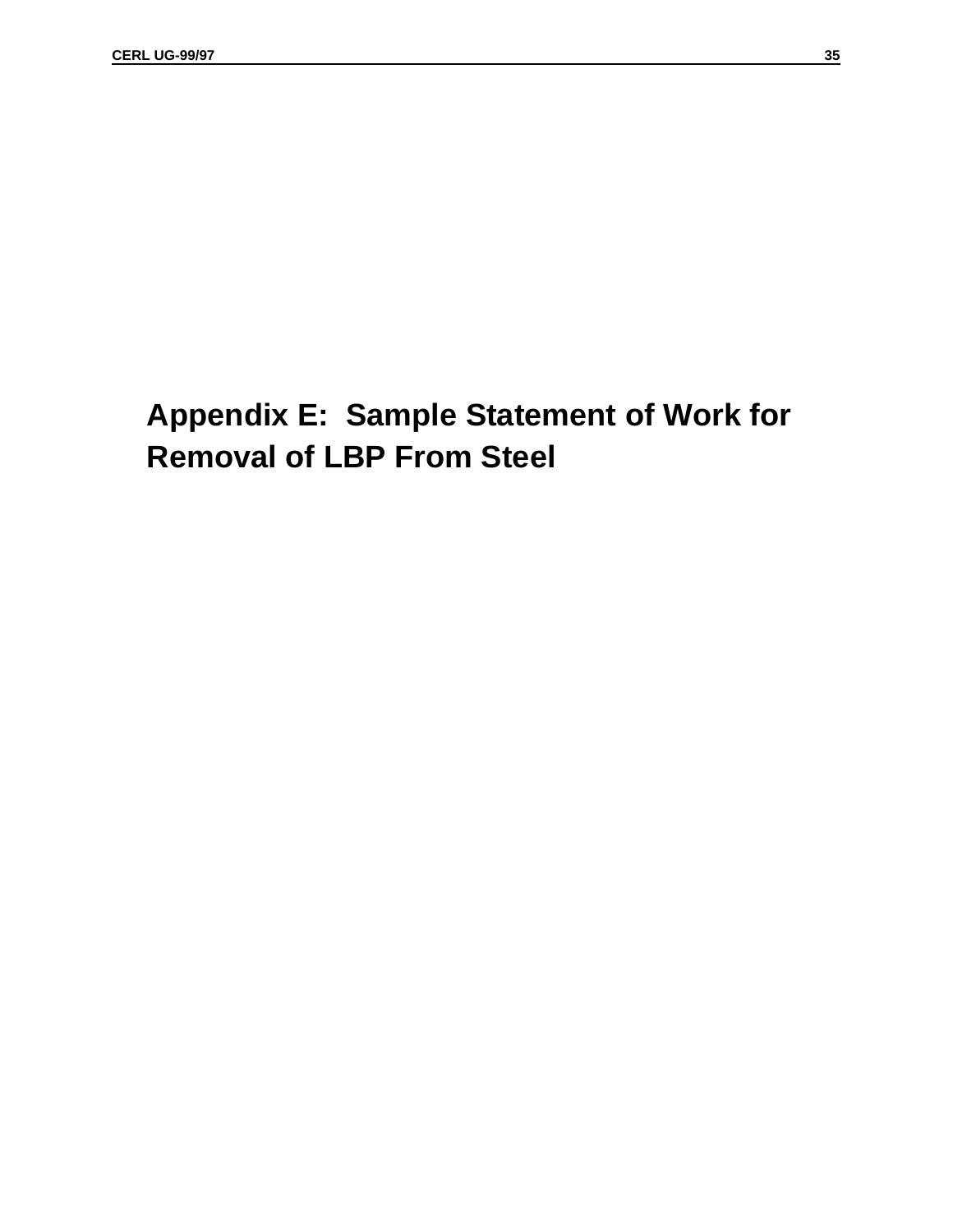# Appendix E: Sample Statement of Work for Removal of LBP From Steel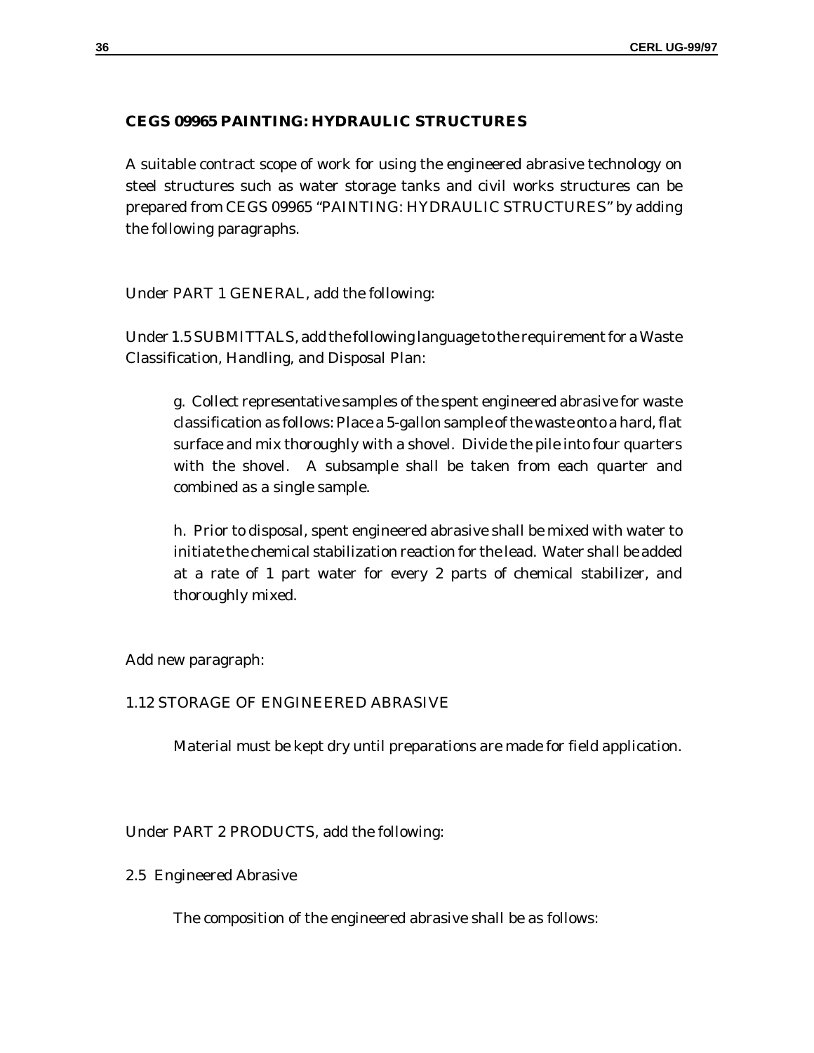## CEGS 09965 PAINTING: HYDRAULIC STRUCTURES

A suitable contract scope of work for using the engineered abrasive technology on steel structures such as water storage tanks and civil works structures can be prepared from CEGS 09965 "PAINTING: HYDRAULIC STRUCTURES" by adding the following paragraphs.

Under PART 1 GENERAL, add the following:

Under 1.5 SUBMITTALS, add the following language to the requirement for a Waste Classification, Handling, and Disposal Plan:

> g. Collect representative samples of the spent engineered abrasive for waste classification as follows: Place a 5-gallon sample of the waste onto a hard, flat surface and mix thoroughly with a shovel. Divide the pile into four quarters with the shovel. A subsample shall be taken from each quarter and combined as a single sample.
>
> h. Prior to disposal, spent engineered abrasive shall be mixed with water to initiate the chemical stabilization reaction for the lead. Water shall be added at a rate of 1 part water for every 2 parts of chemical stabilizer, and thoroughly mixed.

Add new paragraph:

1.12 STORAGE OF ENGINEERED ABRASIVE

> Material must be kept dry until preparations are made for field application.

Under PART 2 PRODUCTS, add the following:

2.5 Engineered Abrasive

> The composition of the engineered abrasive shall be as follows: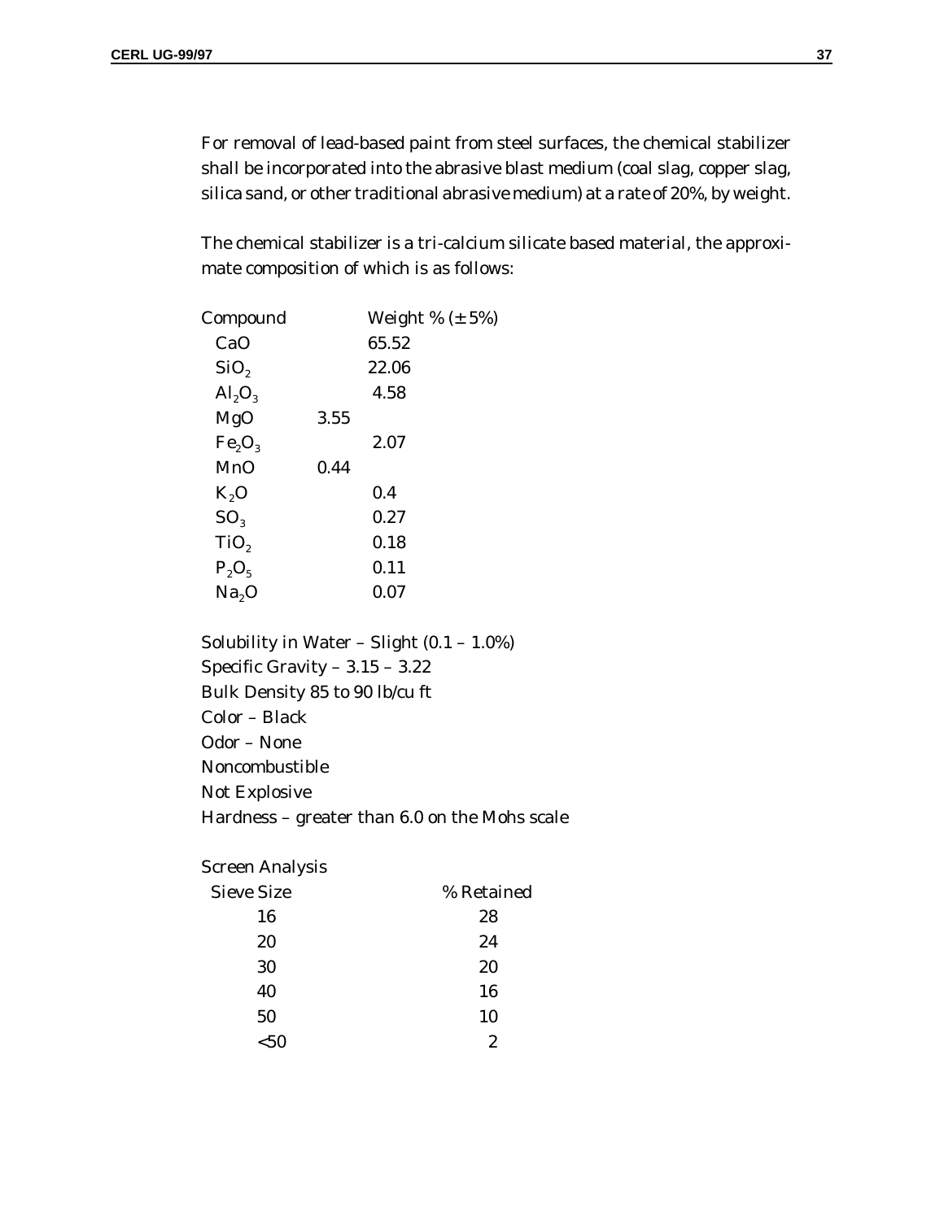For removal of lead-based paint from steel surfaces, the chemical stabilizer shall be incorporated into the abrasive blast medium (coal slag, copper slag, silica sand, or other traditional abrasive medium) at a rate of 20%, by weight.

The chemical stabilizer is a tri-calcium silicate based material, the approximate composition of which is as follows:

| Compound | Weight % (± 5%) |
|---|---|
| CaO | 65.52 |
| $SiO_2$ | 22.06 |
| $Al_2O_3$ | 4.58 |
| MgO | 3.55 |
| $Fe_2O_3$ | 2.07 |
| MnO | 0.44 |
| $K_2O$ | 0.4 |
| $SO_3$ | 0.27 |
| $TiO_2$ | 0.18 |
| $P_2O_5$ | 0.11 |
| $Na_2O$ | 0.07 |

Solubility in Water – Slight (0.1 – 1.0%)
Specific Gravity – 3.15 – 3.22
Bulk Density 85 to 90 lb/cu ft
Color – Black
Odor – None
Noncombustible
Not Explosive
Hardness – greater than 6.0 on the Mohs scale

Screen Analysis

| Sieve Size | % Retained |
|---|---|
| 16 | 28 |
| 20 | 24 |
| 30 | 20 |
| 40 | 16 |
| 50 | 10 |
| <50 | 2 |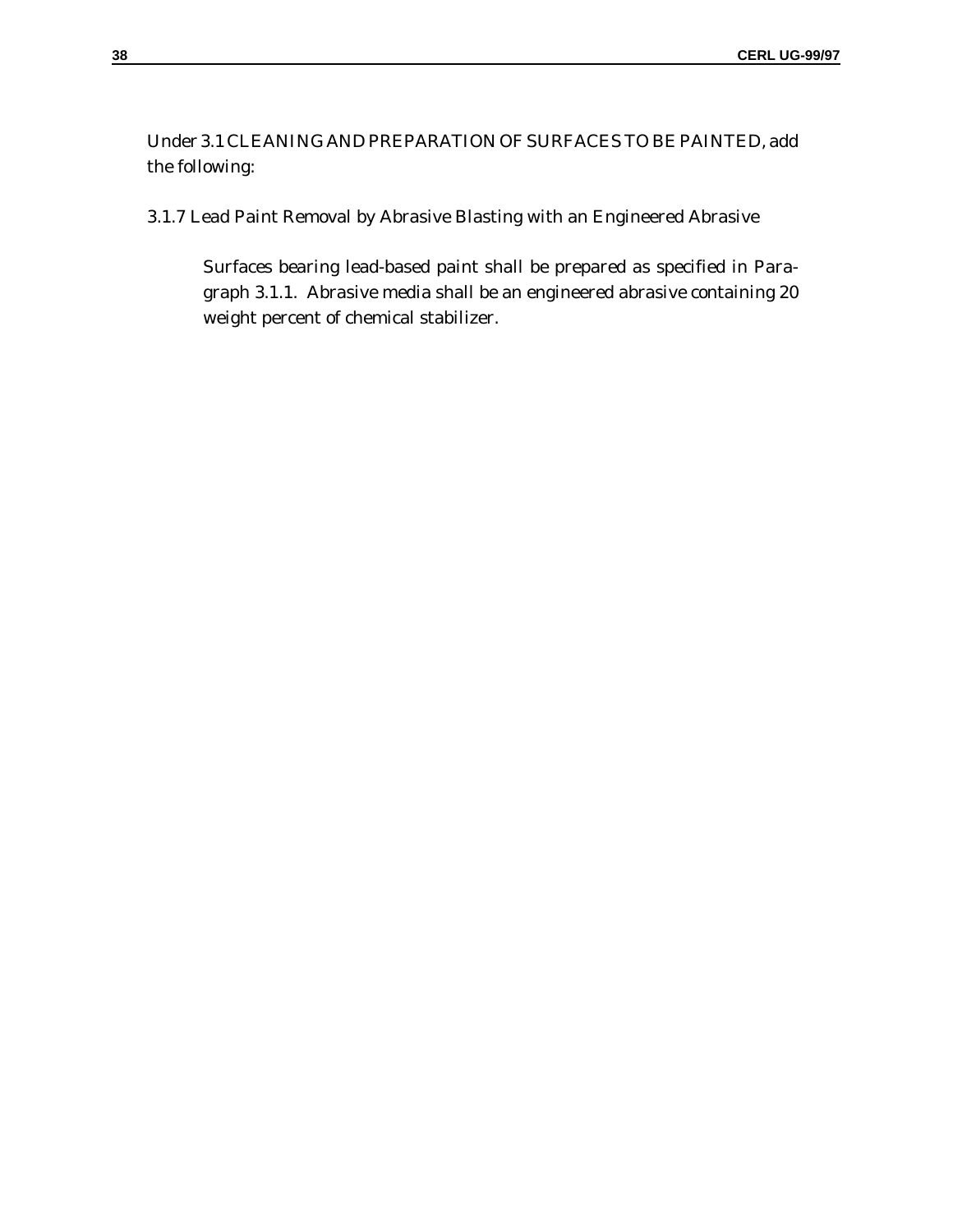Under 3.1 CLEANING AND PREPARATION OF SURFACES TO BE PAINTED, add the following:

3.1.7 Lead Paint Removal by Abrasive Blasting with an Engineered Abrasive

Surfaces bearing lead-based paint shall be prepared as specified in Paragraph 3.1.1. Abrasive media shall be an engineered abrasive containing 20 weight percent of chemical stabilizer.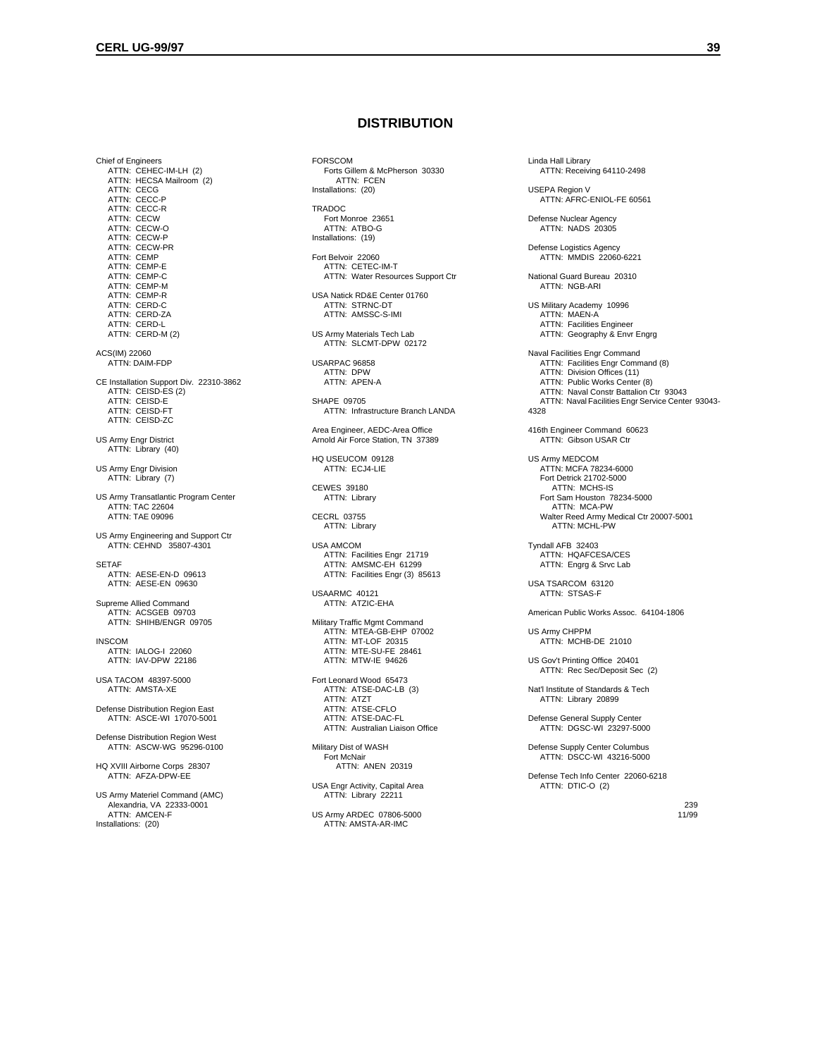# DISTRIBUTION

Chief of Engineers
ATTN: CEHEC-IM-LH (2)
ATTN: HECSA Mailroom (2)
ATTN: CECG
ATTN: CECC-P
ATTN: CECC-R
ATTN: CECW
ATTN: CECW-O
ATTN: CECW-P
ATTN: CECW-PR
ATTN: CEMP
ATTN: CEMP-E
ATTN: CEMP-C
ATTN: CEMP-M
ATTN: CEMP-R
ATTN: CERD-C
ATTN: CERD-ZA
ATTN: CERD-L
ATTN: CERD-M (2)

ACS(IM) 22060
ATTN: DAIM-FDP

CE Installation Support Div. 22310-3862
ATTN: CEISD-ES (2)
ATTN: CEISD-E
ATTN: CEISD-FT
ATTN: CEISD-ZC

US Army Engr District
ATTN: Library (40)

US Army Engr Division
ATTN: Library (7)

US Army Transatlantic Program Center
ATTN: TAC 22604
ATTN: TAE 09096

US Army Engineering and Support Ctr
ATTN: CEHND 35807-4301

SETAF
ATTN: AESE-EN-D 09613
ATTN: AESE-EN 09630

Supreme Allied Command
ATTN: ACSGEB 09703
ATTN: SHIHB/ENGR 09705

INSCOM
ATTN: IALOG-I 22060
ATTN: IAV-DPW 22186

USA TACOM 48397-5000
ATTN: AMSTA-XE

Defense Distribution Region East
ATTN: ASCE-WI 17070-5001

Defense Distribution Region West
ATTN: ASCW-WG 95296-0100

HQ XVIII Airborne Corps 28307
ATTN: AFZA-DPW-EE

US Army Materiel Command (AMC)
Alexandria, VA 22333-0001
ATTN: AMCEN-F
Installations: (20)

FORSCOM
Forts Gillem & McPherson 30330
ATTN: FCEN
Installations: (20)

TRADOC
Fort Monroe 23651
ATTN: ATBO-G
Installations: (19)

Fort Belvoir 22060
ATTN: CETEC-IM-T
ATTN: Water Resources Support Ctr

USA Natick RD&E Center 01760
ATTN: STRNC-DT
ATTN: AMSSC-S-IMI

US Army Materials Tech Lab
ATTN: SLCMT-DPW 02172

USARPAC 96858
ATTN: DPW
ATTN: APEN-A

SHAPE 09705
ATTN: Infrastructure Branch LANDA

Area Engineer, AEDC-Area Office
Arnold Air Force Station, TN 37389

HQ USEUCOM 09128
ATTN: ECJ4-LIE

CEWES 39180
ATTN: Library

CECRL 03755
ATTN: Library

USA AMCOM
ATTN: Facilities Engr 21719
ATTN: AMSMC-EH 61299
ATTN: Facilities Engr (3) 85613

USAARMC 40121
ATTN: ATZIC-EHA

Military Traffic Mgmt Command
ATTN: MTEA-GB-EHP 07002
ATTN: MT-LOF 20315
ATTN: MTE-SU-FE 28461
ATTN: MTW-IE 94626

Fort Leonard Wood 65473
ATTN: ATSE-DAC-LB (3)
ATTN: ATZT
ATTN: ATSE-CFLO
ATTN: ATSE-DAC-FL
ATTN: Australian Liaison Office

Military Dist of WASH
Fort McNair
ATTN: ANEN 20319

USA Engr Activity, Capital Area
ATTN: Library 22211

US Army ARDEC 07806-5000
ATTN: AMSTA-AR-IMC

Linda Hall Library
ATTN: Receiving 64110-2498

USEPA Region V
ATTN: AFRC-ENIOL-FE 60561

Defense Nuclear Agency
ATTN: NADS 20305

Defense Logistics Agency
ATTN: MMDIS 22060-6221

National Guard Bureau 20310
ATTN: NGB-ARI

US Military Academy 10996
ATTN: MAEN-A
ATTN: Facilities Engineer
ATTN: Geography & Envr Engrg

Naval Facilities Engr Command
ATTN: Facilities Engr Command (8)
ATTN: Division Offices (11)
ATTN: Public Works Center (8)
ATTN: Naval Constr Battalion Ctr 93043
ATTN: Naval Facilities Engr Service Center 93043-4328

416th Engineer Command 60623
ATTN: Gibson USAR Ctr

US Army MEDCOM
ATTN: MCFA 78234-6000
Fort Detrick 21702-5000
ATTN: MCHS-IS
Fort Sam Houston 78234-5000
ATTN: MCA-PW
Walter Reed Army Medical Ctr 20007-5001
ATTN: MCHL-PW

Tyndall AFB 32403
ATTN: HQAFCESA/CES
ATTN: Engrg & Srvc Lab

USA TSARCOM 63120
ATTN: STSAS-F

American Public Works Assoc. 64104-1806

US Army CHPPM
ATTN: MCHB-DE 21010

US Gov't Printing Office 20401
ATTN: Rec Sec/Deposit Sec (2)

Nat'l Institute of Standards & Tech
ATTN: Library 20899

Defense General Supply Center
ATTN: DGSC-WI 23297-5000

Defense Supply Center Columbus
ATTN: DSCC-WI 43216-5000

Defense Tech Info Center 22060-6218
ATTN: DTIC-O (2)

239
11/99